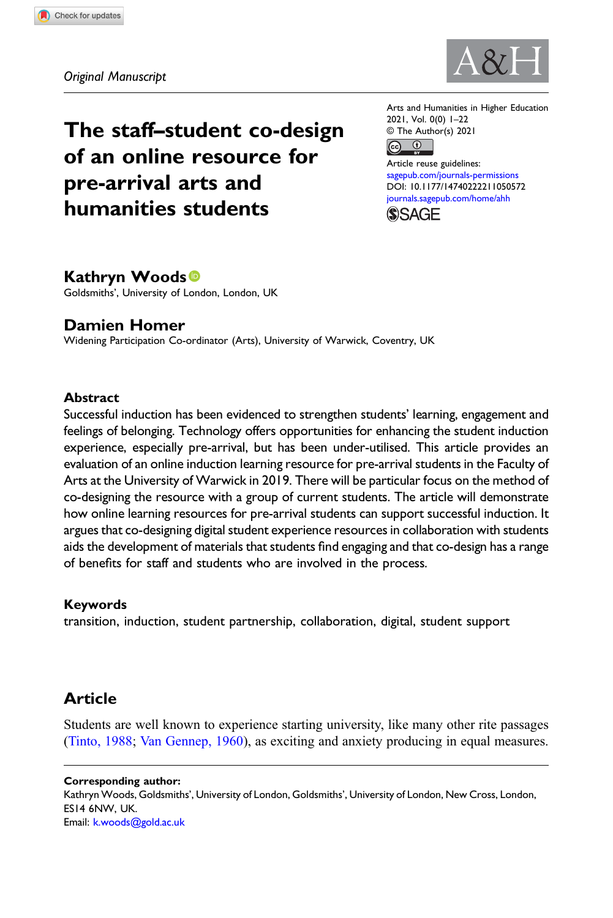*Original Manuscript*

# The staff–student co-design of an online resource for pre-arrival arts and humanities students

Arts and Humanities in Higher Education
2021, Vol. 0(0) 1–22
© The Author(s) 2021
Article reuse guidelines:
sagepub.com/journals-permissions
DOI: 10.1177/14740222211050572
journals.sagepub.com/home/ahh

**Kathryn Woods**
Goldsmiths', University of London, London, UK

**Damien Homer**
Widening Participation Co-ordinator (Arts), University of Warwick, Coventry, UK

## Abstract

Successful induction has been evidenced to strengthen students' learning, engagement and feelings of belonging. Technology offers opportunities for enhancing the student induction experience, especially pre-arrival, but has been under-utilised. This article provides an evaluation of an online induction learning resource for pre-arrival students in the Faculty of Arts at the University of Warwick in 2019. There will be particular focus on the method of co-designing the resource with a group of current students. The article will demonstrate how online learning resources for pre-arrival students can support successful induction. It argues that co-designing digital student experience resources in collaboration with students aids the development of materials that students find engaging and that co-design has a range of benefits for staff and students who are involved in the process.

## Keywords

transition, induction, student partnership, collaboration, digital, student support

## Article

Students are well known to experience starting university, like many other rite passages (Tinto, 1988; Van Gennep, 1960), as exciting and anxiety producing in equal measures.

---

**Corresponding author:**
Kathryn Woods, Goldsmiths', University of London, Goldsmiths', University of London, New Cross, London, ES14 6NW, UK.
Email: k.woods@gold.ac.uk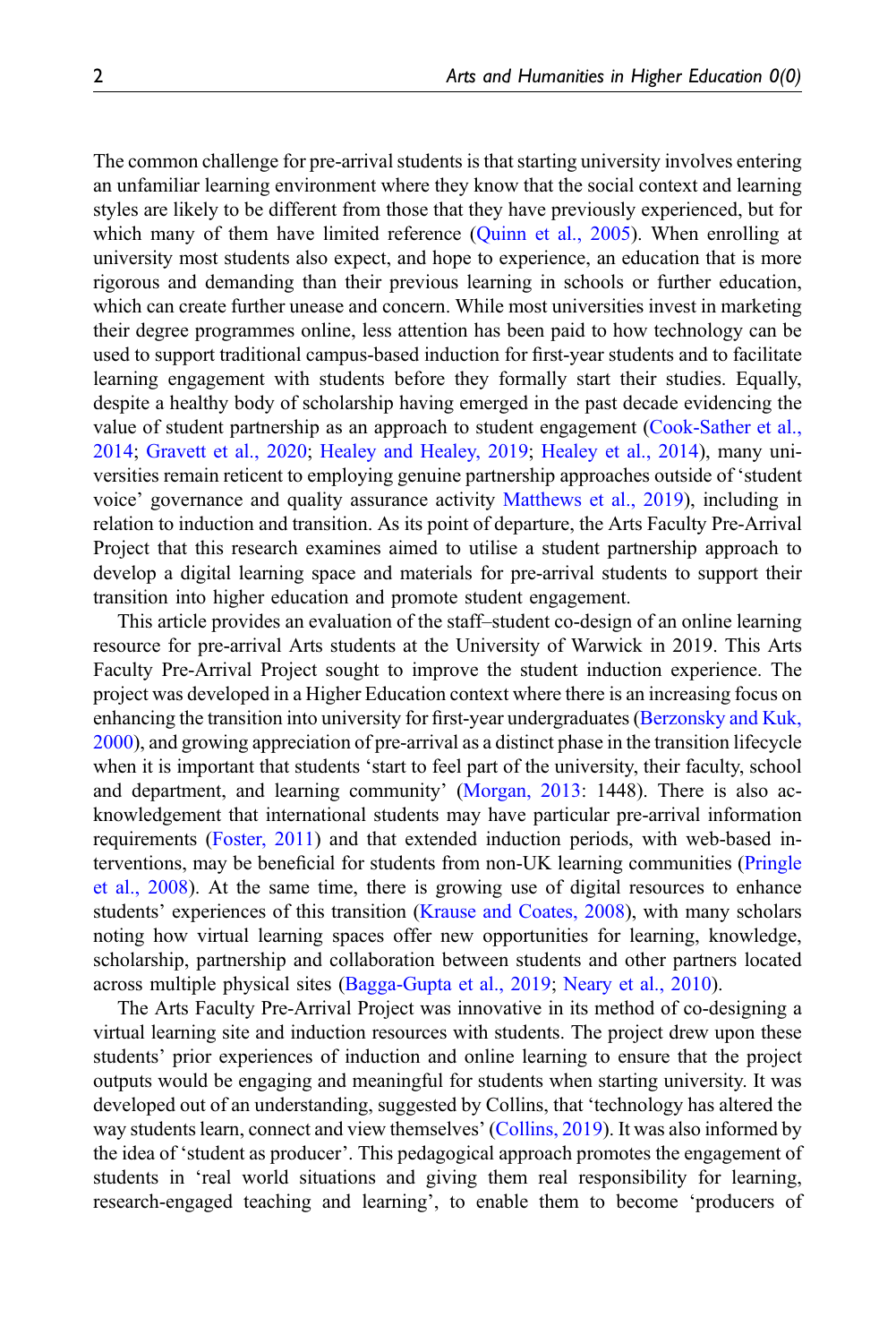The common challenge for pre-arrival students is that starting university involves entering an unfamiliar learning environment where they know that the social context and learning styles are likely to be different from those that they have previously experienced, but for which many of them have limited reference (Quinn et al., 2005). When enrolling at university most students also expect, and hope to experience, an education that is more rigorous and demanding than their previous learning in schools or further education, which can create further unease and concern. While most universities invest in marketing their degree programmes online, less attention has been paid to how technology can be used to support traditional campus-based induction for first-year students and to facilitate learning engagement with students before they formally start their studies. Equally, despite a healthy body of scholarship having emerged in the past decade evidencing the value of student partnership as an approach to student engagement (Cook-Sather et al., 2014; Gravett et al., 2020; Healey and Healey, 2019; Healey et al., 2014), many universities remain reticent to employing genuine partnership approaches outside of 'student voice' governance and quality assurance activity Matthews et al., 2019), including in relation to induction and transition. As its point of departure, the Arts Faculty Pre-Arrival Project that this research examines aimed to utilise a student partnership approach to develop a digital learning space and materials for pre-arrival students to support their transition into higher education and promote student engagement.

This article provides an evaluation of the staff–student co-design of an online learning resource for pre-arrival Arts students at the University of Warwick in 2019. This Arts Faculty Pre-Arrival Project sought to improve the student induction experience. The project was developed in a Higher Education context where there is an increasing focus on enhancing the transition into university for first-year undergraduates (Berzonsky and Kuk, 2000), and growing appreciation of pre-arrival as a distinct phase in the transition lifecycle when it is important that students 'start to feel part of the university, their faculty, school and department, and learning community' (Morgan, 2013: 1448). There is also acknowledgement that international students may have particular pre-arrival information requirements (Foster, 2011) and that extended induction periods, with web-based interventions, may be beneficial for students from non-UK learning communities (Pringle et al., 2008). At the same time, there is growing use of digital resources to enhance students' experiences of this transition (Krause and Coates, 2008), with many scholars noting how virtual learning spaces offer new opportunities for learning, knowledge, scholarship, partnership and collaboration between students and other partners located across multiple physical sites (Bagga-Gupta et al., 2019; Neary et al., 2010).

The Arts Faculty Pre-Arrival Project was innovative in its method of co-designing a virtual learning site and induction resources with students. The project drew upon these students' prior experiences of induction and online learning to ensure that the project outputs would be engaging and meaningful for students when starting university. It was developed out of an understanding, suggested by Collins, that 'technology has altered the way students learn, connect and view themselves' (Collins, 2019). It was also informed by the idea of 'student as producer'. This pedagogical approach promotes the engagement of students in 'real world situations and giving them real responsibility for learning, research-engaged teaching and learning', to enable them to become 'producers of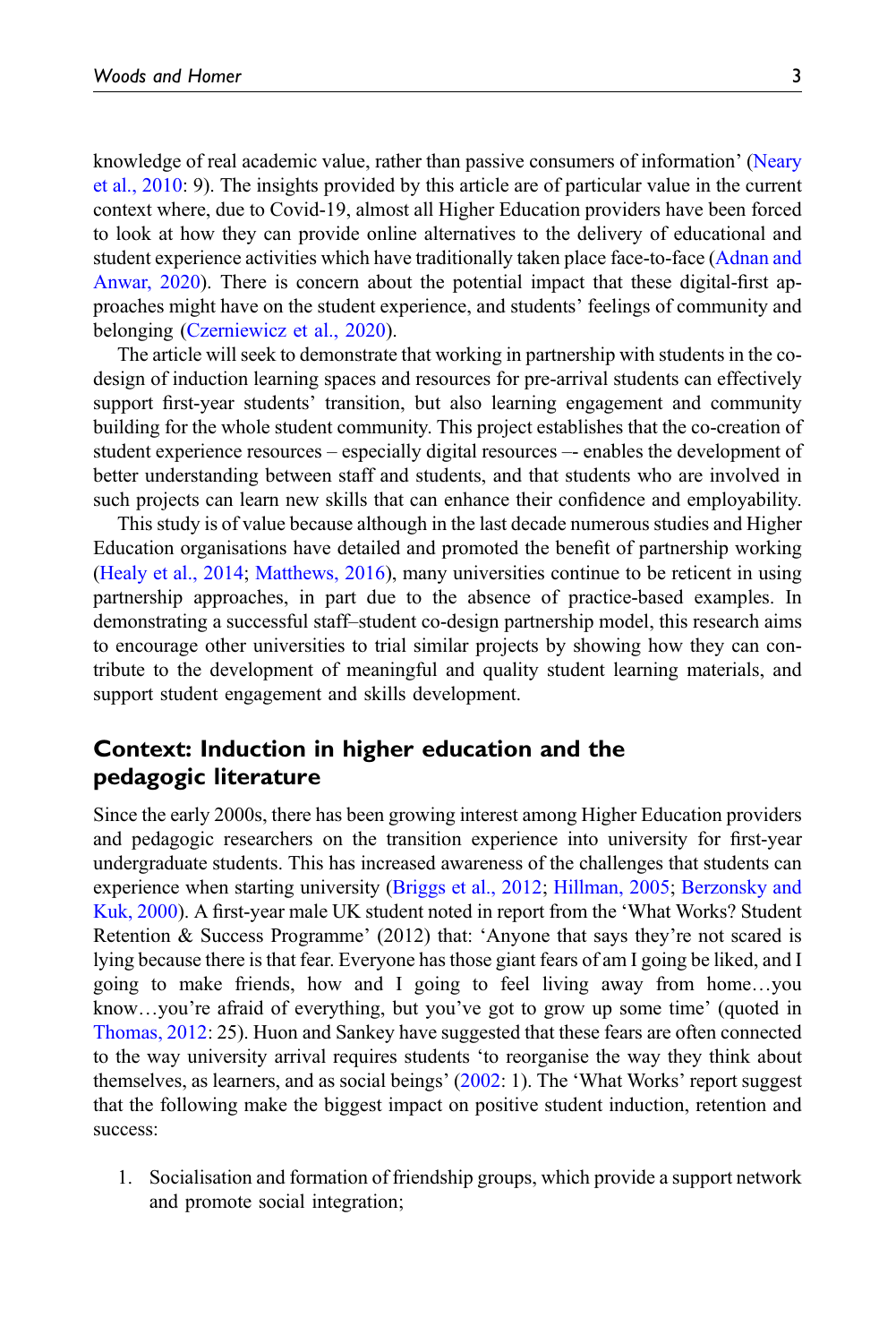knowledge of real academic value, rather than passive consumers of information' (Neary et al., 2010: 9). The insights provided by this article are of particular value in the current context where, due to Covid-19, almost all Higher Education providers have been forced to look at how they can provide online alternatives to the delivery of educational and student experience activities which have traditionally taken place face-to-face (Adnan and Anwar, 2020). There is concern about the potential impact that these digital-first approaches might have on the student experience, and students' feelings of community and belonging (Czerniewicz et al., 2020).

The article will seek to demonstrate that working in partnership with students in the co-design of induction learning spaces and resources for pre-arrival students can effectively support first-year students' transition, but also learning engagement and community building for the whole student community. This project establishes that the co-creation of student experience resources – especially digital resources –- enables the development of better understanding between staff and students, and that students who are involved in such projects can learn new skills that can enhance their confidence and employability.

This study is of value because although in the last decade numerous studies and Higher Education organisations have detailed and promoted the benefit of partnership working (Healy et al., 2014; Matthews, 2016), many universities continue to be reticent in using partnership approaches, in part due to the absence of practice-based examples. In demonstrating a successful staff–student co-design partnership model, this research aims to encourage other universities to trial similar projects by showing how they can contribute to the development of meaningful and quality student learning materials, and support student engagement and skills development.

## Context: Induction in higher education and the pedagogic literature

Since the early 2000s, there has been growing interest among Higher Education providers and pedagogic researchers on the transition experience into university for first-year undergraduate students. This has increased awareness of the challenges that students can experience when starting university (Briggs et al., 2012; Hillman, 2005; Berzonsky and Kuk, 2000). A first-year male UK student noted in report from the 'What Works? Student Retention & Success Programme' (2012) that: 'Anyone that says they're not scared is lying because there is that fear. Everyone has those giant fears of am I going be liked, and I going to make friends, how and I going to feel living away from home…you know…you're afraid of everything, but you've got to grow up some time' (quoted in Thomas, 2012: 25). Huon and Sankey have suggested that these fears are often connected to the way university arrival requires students 'to reorganise the way they think about themselves, as learners, and as social beings' (2002: 1). The 'What Works' report suggest that the following make the biggest impact on positive student induction, retention and success:

1. Socialisation and formation of friendship groups, which provide a support network and promote social integration;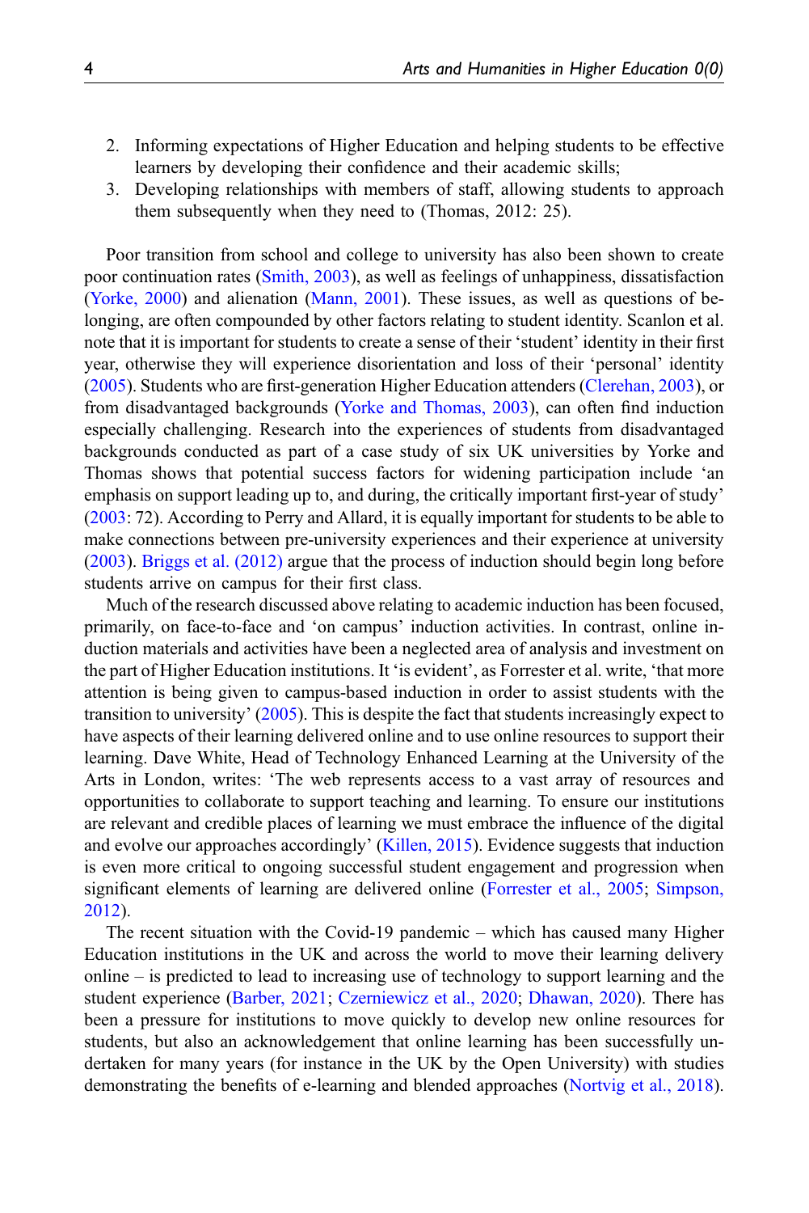2. Informing expectations of Higher Education and helping students to be effective learners by developing their confidence and their academic skills;
3. Developing relationships with members of staff, allowing students to approach them subsequently when they need to (Thomas, 2012: 25).

Poor transition from school and college to university has also been shown to create poor continuation rates (Smith, 2003), as well as feelings of unhappiness, dissatisfaction (Yorke, 2000) and alienation (Mann, 2001). These issues, as well as questions of belonging, are often compounded by other factors relating to student identity. Scanlon et al. note that it is important for students to create a sense of their 'student' identity in their first year, otherwise they will experience disorientation and loss of their 'personal' identity (2005). Students who are first-generation Higher Education attenders (Clerehan, 2003), or from disadvantaged backgrounds (Yorke and Thomas, 2003), can often find induction especially challenging. Research into the experiences of students from disadvantaged backgrounds conducted as part of a case study of six UK universities by Yorke and Thomas shows that potential success factors for widening participation include 'an emphasis on support leading up to, and during, the critically important first-year of study' (2003: 72). According to Perry and Allard, it is equally important for students to be able to make connections between pre-university experiences and their experience at university (2003). Briggs et al. (2012) argue that the process of induction should begin long before students arrive on campus for their first class.

Much of the research discussed above relating to academic induction has been focused, primarily, on face-to-face and 'on campus' induction activities. In contrast, online induction materials and activities have been a neglected area of analysis and investment on the part of Higher Education institutions. It 'is evident', as Forrester et al. write, 'that more attention is being given to campus-based induction in order to assist students with the transition to university' (2005). This is despite the fact that students increasingly expect to have aspects of their learning delivered online and to use online resources to support their learning. Dave White, Head of Technology Enhanced Learning at the University of the Arts in London, writes: 'The web represents access to a vast array of resources and opportunities to collaborate to support teaching and learning. To ensure our institutions are relevant and credible places of learning we must embrace the influence of the digital and evolve our approaches accordingly' (Killen, 2015). Evidence suggests that induction is even more critical to ongoing successful student engagement and progression when significant elements of learning are delivered online (Forrester et al., 2005; Simpson, 2012).

The recent situation with the Covid-19 pandemic – which has caused many Higher Education institutions in the UK and across the world to move their learning delivery online – is predicted to lead to increasing use of technology to support learning and the student experience (Barber, 2021; Czerniewicz et al., 2020; Dhawan, 2020). There has been a pressure for institutions to move quickly to develop new online resources for students, but also an acknowledgement that online learning has been successfully undertaken for many years (for instance in the UK by the Open University) with studies demonstrating the benefits of e-learning and blended approaches (Nortvig et al., 2018).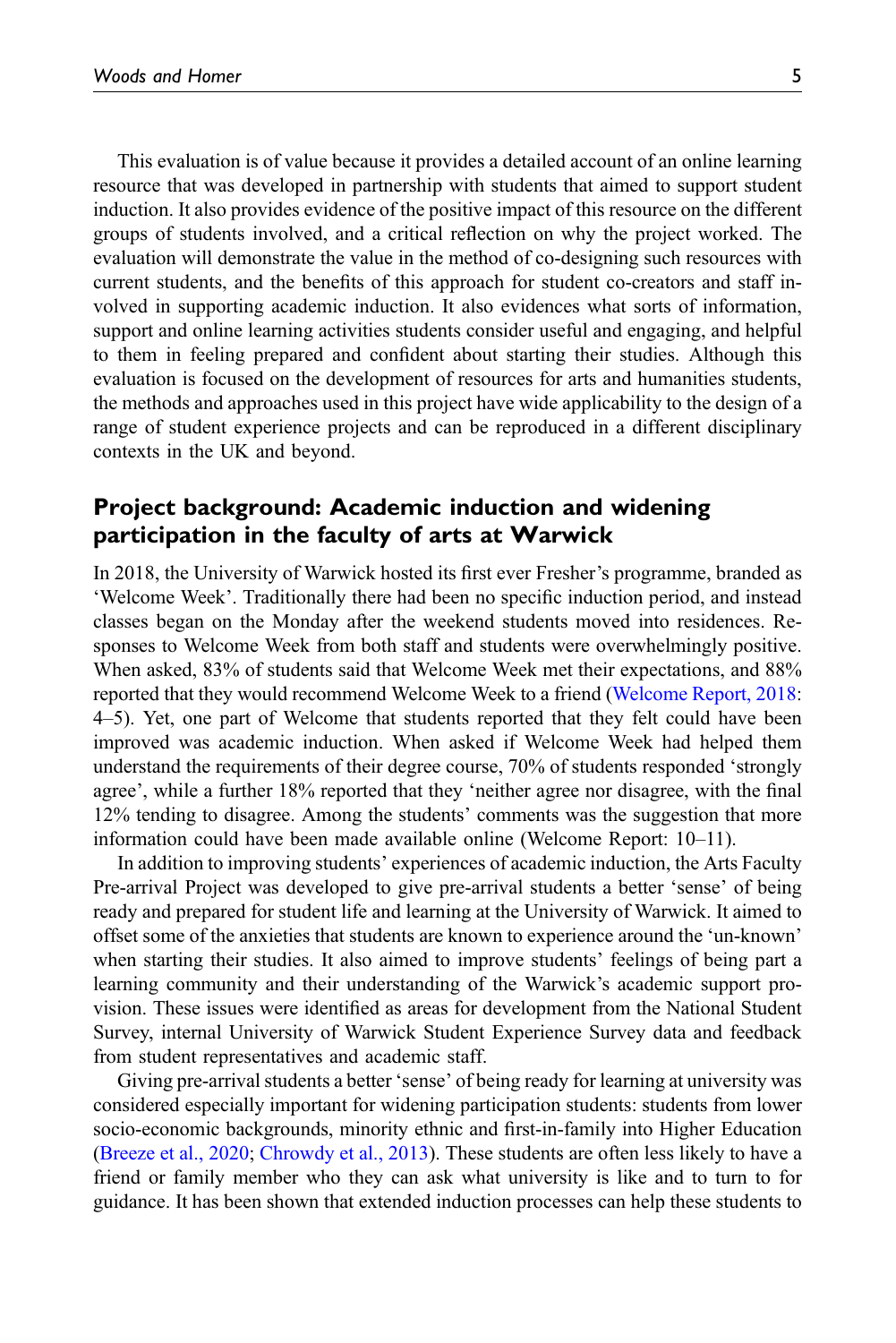This evaluation is of value because it provides a detailed account of an online learning resource that was developed in partnership with students that aimed to support student induction. It also provides evidence of the positive impact of this resource on the different groups of students involved, and a critical reflection on why the project worked. The evaluation will demonstrate the value in the method of co-designing such resources with current students, and the benefits of this approach for student co-creators and staff involved in supporting academic induction. It also evidences what sorts of information, support and online learning activities students consider useful and engaging, and helpful to them in feeling prepared and confident about starting their studies. Although this evaluation is focused on the development of resources for arts and humanities students, the methods and approaches used in this project have wide applicability to the design of a range of student experience projects and can be reproduced in a different disciplinary contexts in the UK and beyond.

## Project background: Academic induction and widening participation in the faculty of arts at Warwick

In 2018, the University of Warwick hosted its first ever Fresher's programme, branded as 'Welcome Week'. Traditionally there had been no specific induction period, and instead classes began on the Monday after the weekend students moved into residences. Responses to Welcome Week from both staff and students were overwhelmingly positive. When asked, 83% of students said that Welcome Week met their expectations, and 88% reported that they would recommend Welcome Week to a friend (Welcome Report, 2018: 4–5). Yet, one part of Welcome that students reported that they felt could have been improved was academic induction. When asked if Welcome Week had helped them understand the requirements of their degree course, 70% of students responded 'strongly agree', while a further 18% reported that they 'neither agree nor disagree, with the final 12% tending to disagree. Among the students' comments was the suggestion that more information could have been made available online (Welcome Report: 10–11).

In addition to improving students' experiences of academic induction, the Arts Faculty Pre-arrival Project was developed to give pre-arrival students a better 'sense' of being ready and prepared for student life and learning at the University of Warwick. It aimed to offset some of the anxieties that students are known to experience around the 'un-known' when starting their studies. It also aimed to improve students' feelings of being part a learning community and their understanding of the Warwick's academic support provision. These issues were identified as areas for development from the National Student Survey, internal University of Warwick Student Experience Survey data and feedback from student representatives and academic staff.

Giving pre-arrival students a better 'sense' of being ready for learning at university was considered especially important for widening participation students: students from lower socio-economic backgrounds, minority ethnic and first-in-family into Higher Education (Breeze et al., 2020; Chrowdy et al., 2013). These students are often less likely to have a friend or family member who they can ask what university is like and to turn to for guidance. It has been shown that extended induction processes can help these students to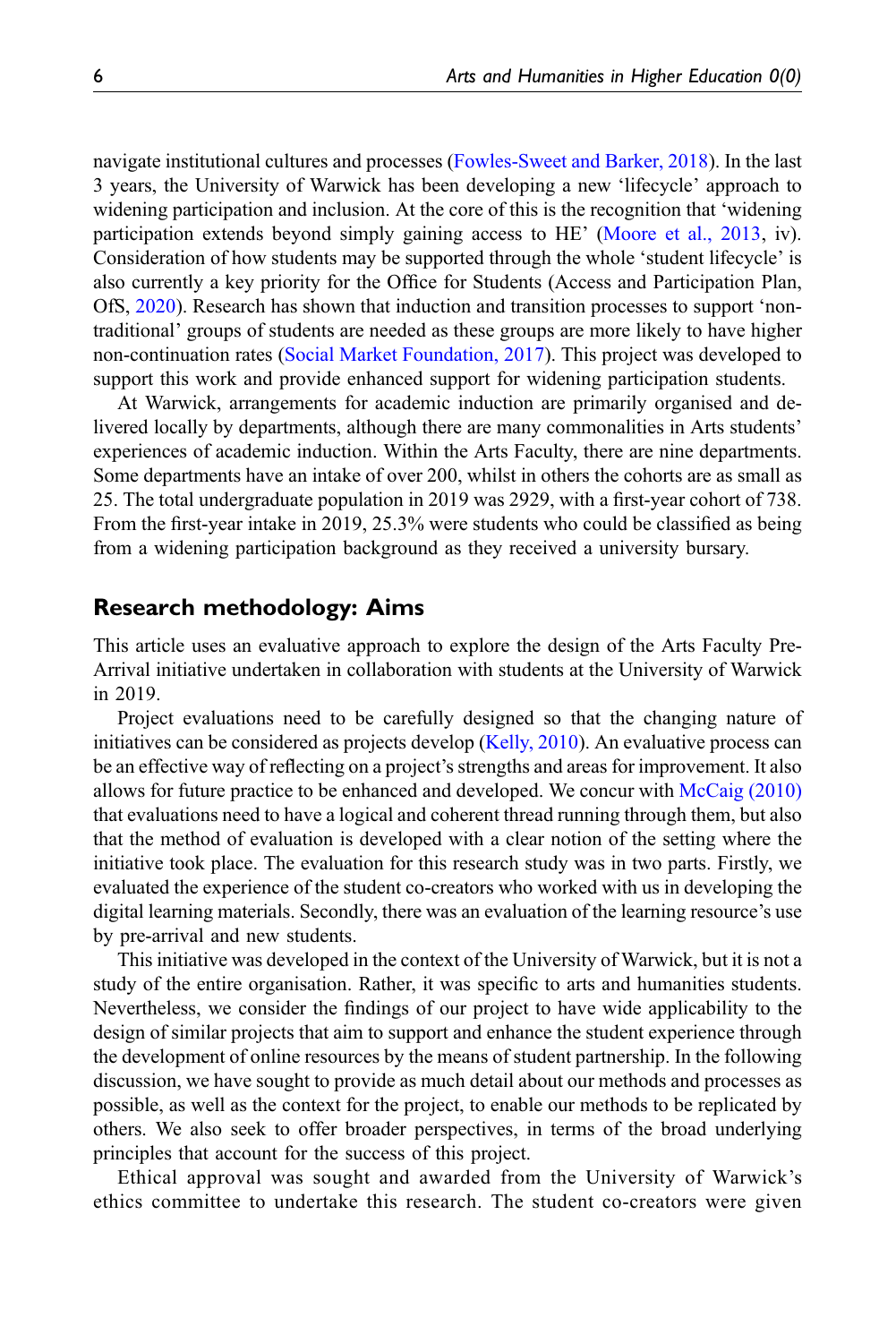navigate institutional cultures and processes (Fowles-Sweet and Barker, 2018). In the last 3 years, the University of Warwick has been developing a new 'lifecycle' approach to widening participation and inclusion. At the core of this is the recognition that 'widening participation extends beyond simply gaining access to HE' (Moore et al., 2013, iv). Consideration of how students may be supported through the whole 'student lifecycle' is also currently a key priority for the Office for Students (Access and Participation Plan, OfS, 2020). Research has shown that induction and transition processes to support 'non-traditional' groups of students are needed as these groups are more likely to have higher non-continuation rates (Social Market Foundation, 2017). This project was developed to support this work and provide enhanced support for widening participation students.

At Warwick, arrangements for academic induction are primarily organised and delivered locally by departments, although there are many commonalities in Arts students' experiences of academic induction. Within the Arts Faculty, there are nine departments. Some departments have an intake of over 200, whilst in others the cohorts are as small as 25. The total undergraduate population in 2019 was 2929, with a first-year cohort of 738. From the first-year intake in 2019, 25.3% were students who could be classified as being from a widening participation background as they received a university bursary.

## Research methodology: Aims

This article uses an evaluative approach to explore the design of the Arts Faculty Pre-Arrival initiative undertaken in collaboration with students at the University of Warwick in 2019.

Project evaluations need to be carefully designed so that the changing nature of initiatives can be considered as projects develop (Kelly, 2010). An evaluative process can be an effective way of reflecting on a project's strengths and areas for improvement. It also allows for future practice to be enhanced and developed. We concur with McCaig (2010) that evaluations need to have a logical and coherent thread running through them, but also that the method of evaluation is developed with a clear notion of the setting where the initiative took place. The evaluation for this research study was in two parts. Firstly, we evaluated the experience of the student co-creators who worked with us in developing the digital learning materials. Secondly, there was an evaluation of the learning resource's use by pre-arrival and new students.

This initiative was developed in the context of the University of Warwick, but it is not a study of the entire organisation. Rather, it was specific to arts and humanities students. Nevertheless, we consider the findings of our project to have wide applicability to the design of similar projects that aim to support and enhance the student experience through the development of online resources by the means of student partnership. In the following discussion, we have sought to provide as much detail about our methods and processes as possible, as well as the context for the project, to enable our methods to be replicated by others. We also seek to offer broader perspectives, in terms of the broad underlying principles that account for the success of this project.

Ethical approval was sought and awarded from the University of Warwick's ethics committee to undertake this research. The student co-creators were given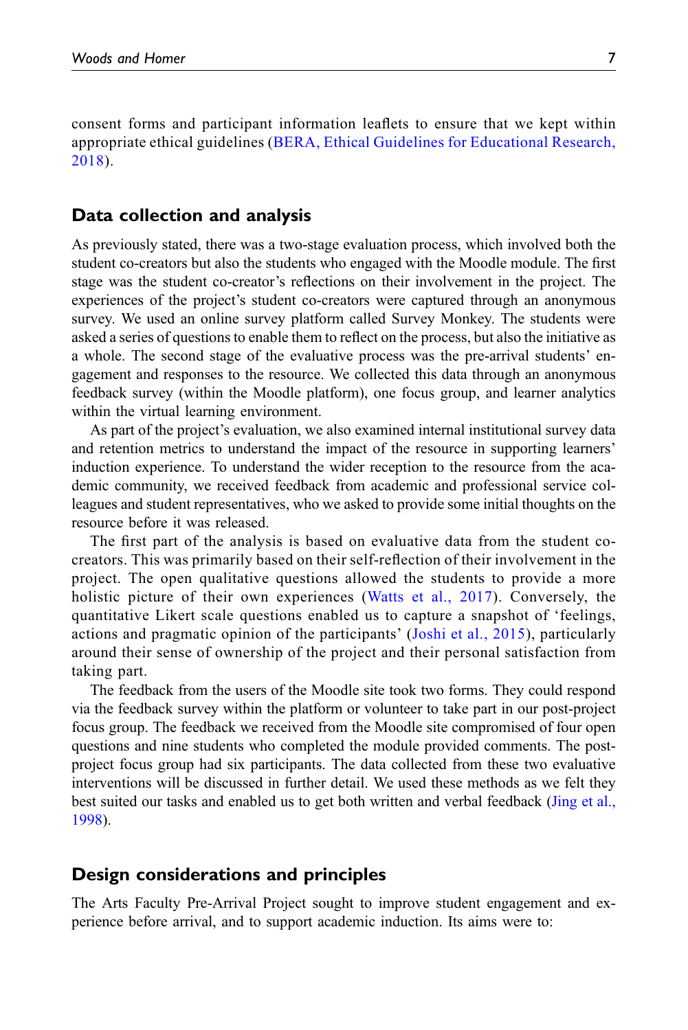consent forms and participant information leaflets to ensure that we kept within appropriate ethical guidelines (BERA, Ethical Guidelines for Educational Research, 2018).

## Data collection and analysis

As previously stated, there was a two-stage evaluation process, which involved both the student co-creators but also the students who engaged with the Moodle module. The first stage was the student co-creator's reflections on their involvement in the project. The experiences of the project's student co-creators were captured through an anonymous survey. We used an online survey platform called Survey Monkey. The students were asked a series of questions to enable them to reflect on the process, but also the initiative as a whole. The second stage of the evaluative process was the pre-arrival students' engagement and responses to the resource. We collected this data through an anonymous feedback survey (within the Moodle platform), one focus group, and learner analytics within the virtual learning environment.

As part of the project's evaluation, we also examined internal institutional survey data and retention metrics to understand the impact of the resource in supporting learners' induction experience. To understand the wider reception to the resource from the academic community, we received feedback from academic and professional service colleagues and student representatives, who we asked to provide some initial thoughts on the resource before it was released.

The first part of the analysis is based on evaluative data from the student co-creators. This was primarily based on their self-reflection of their involvement in the project. The open qualitative questions allowed the students to provide a more holistic picture of their own experiences (Watts et al., 2017). Conversely, the quantitative Likert scale questions enabled us to capture a snapshot of 'feelings, actions and pragmatic opinion of the participants' (Joshi et al., 2015), particularly around their sense of ownership of the project and their personal satisfaction from taking part.

The feedback from the users of the Moodle site took two forms. They could respond via the feedback survey within the platform or volunteer to take part in our post-project focus group. The feedback we received from the Moodle site compromised of four open questions and nine students who completed the module provided comments. The post-project focus group had six participants. The data collected from these two evaluative interventions will be discussed in further detail. We used these methods as we felt they best suited our tasks and enabled us to get both written and verbal feedback (Jing et al., 1998).

## Design considerations and principles

The Arts Faculty Pre-Arrival Project sought to improve student engagement and experience before arrival, and to support academic induction. Its aims were to: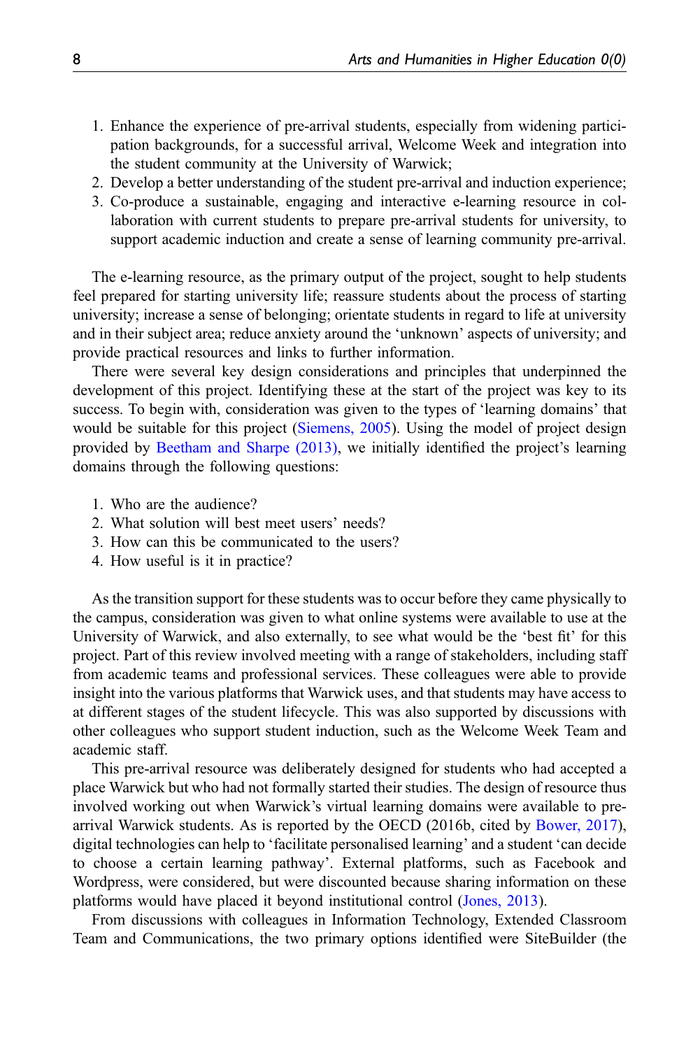1. Enhance the experience of pre-arrival students, especially from widening participation backgrounds, for a successful arrival, Welcome Week and integration into the student community at the University of Warwick;
2. Develop a better understanding of the student pre-arrival and induction experience;
3. Co-produce a sustainable, engaging and interactive e-learning resource in collaboration with current students to prepare pre-arrival students for university, to support academic induction and create a sense of learning community pre-arrival.

The e-learning resource, as the primary output of the project, sought to help students feel prepared for starting university life; reassure students about the process of starting university; increase a sense of belonging; orientate students in regard to life at university and in their subject area; reduce anxiety around the 'unknown' aspects of university; and provide practical resources and links to further information.

There were several key design considerations and principles that underpinned the development of this project. Identifying these at the start of the project was key to its success. To begin with, consideration was given to the types of 'learning domains' that would be suitable for this project (Siemens, 2005). Using the model of project design provided by Beetham and Sharpe (2013), we initially identified the project's learning domains through the following questions:

1. Who are the audience?
2. What solution will best meet users' needs?
3. How can this be communicated to the users?
4. How useful is it in practice?

As the transition support for these students was to occur before they came physically to the campus, consideration was given to what online systems were available to use at the University of Warwick, and also externally, to see what would be the 'best fit' for this project. Part of this review involved meeting with a range of stakeholders, including staff from academic teams and professional services. These colleagues were able to provide insight into the various platforms that Warwick uses, and that students may have access to at different stages of the student lifecycle. This was also supported by discussions with other colleagues who support student induction, such as the Welcome Week Team and academic staff.

This pre-arrival resource was deliberately designed for students who had accepted a place Warwick but who had not formally started their studies. The design of resource thus involved working out when Warwick's virtual learning domains were available to pre-arrival Warwick students. As is reported by the OECD (2016b, cited by Bower, 2017), digital technologies can help to 'facilitate personalised learning' and a student 'can decide to choose a certain learning pathway'. External platforms, such as Facebook and Wordpress, were considered, but were discounted because sharing information on these platforms would have placed it beyond institutional control (Jones, 2013).

From discussions with colleagues in Information Technology, Extended Classroom Team and Communications, the two primary options identified were SiteBuilder (the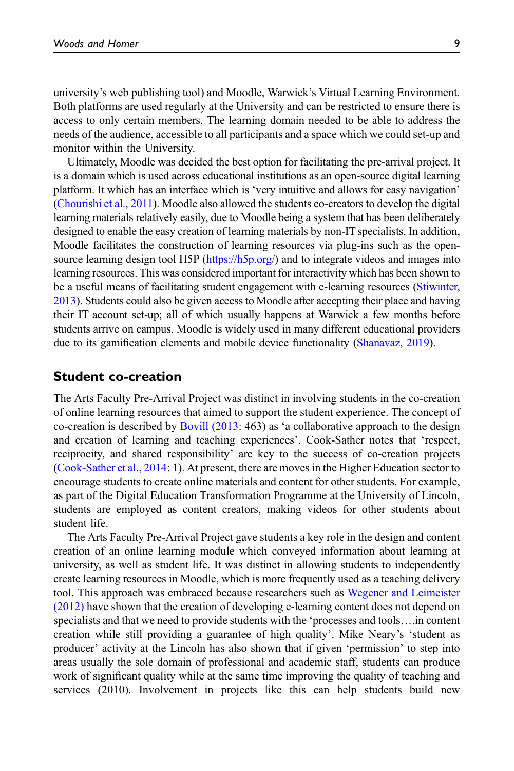university's web publishing tool) and Moodle, Warwick's Virtual Learning Environment. Both platforms are used regularly at the University and can be restricted to ensure there is access to only certain members. The learning domain needed to be able to address the needs of the audience, accessible to all participants and a space which we could set-up and monitor within the University.

Ultimately, Moodle was decided the best option for facilitating the pre-arrival project. It is a domain which is used across educational institutions as an open-source digital learning platform. It which has an interface which is 'very intuitive and allows for easy navigation' (Chourishi et al., 2011). Moodle also allowed the students co-creators to develop the digital learning materials relatively easily, due to Moodle being a system that has been deliberately designed to enable the easy creation of learning materials by non-IT specialists. In addition, Moodle facilitates the construction of learning resources via plug-ins such as the open-source learning design tool H5P (https://h5p.org/) and to integrate videos and images into learning resources. This was considered important for interactivity which has been shown to be a useful means of facilitating student engagement with e-learning resources (Stiwinter, 2013). Students could also be given access to Moodle after accepting their place and having their IT account set-up; all of which usually happens at Warwick a few months before students arrive on campus. Moodle is widely used in many different educational providers due to its gamification elements and mobile device functionality (Shanavaz, 2019).

## Student co-creation

The Arts Faculty Pre-Arrival Project was distinct in involving students in the co-creation of online learning resources that aimed to support the student experience. The concept of co-creation is described by Bovill (2013: 463) as 'a collaborative approach to the design and creation of learning and teaching experiences'. Cook-Sather notes that 'respect, reciprocity, and shared responsibility' are key to the success of co-creation projects (Cook-Sather et al., 2014: 1). At present, there are moves in the Higher Education sector to encourage students to create online materials and content for other students. For example, as part of the Digital Education Transformation Programme at the University of Lincoln, students are employed as content creators, making videos for other students about student life.

The Arts Faculty Pre-Arrival Project gave students a key role in the design and content creation of an online learning module which conveyed information about learning at university, as well as student life. It was distinct in allowing students to independently create learning resources in Moodle, which is more frequently used as a teaching delivery tool. This approach was embraced because researchers such as Wegener and Leimeister (2012) have shown that the creation of developing e-learning content does not depend on specialists and that we need to provide students with the 'processes and tools….in content creation while still providing a guarantee of high quality'. Mike Neary's 'student as producer' activity at the Lincoln has also shown that if given 'permission' to step into areas usually the sole domain of professional and academic staff, students can produce work of significant quality while at the same time improving the quality of teaching and services (2010). Involvement in projects like this can help students build new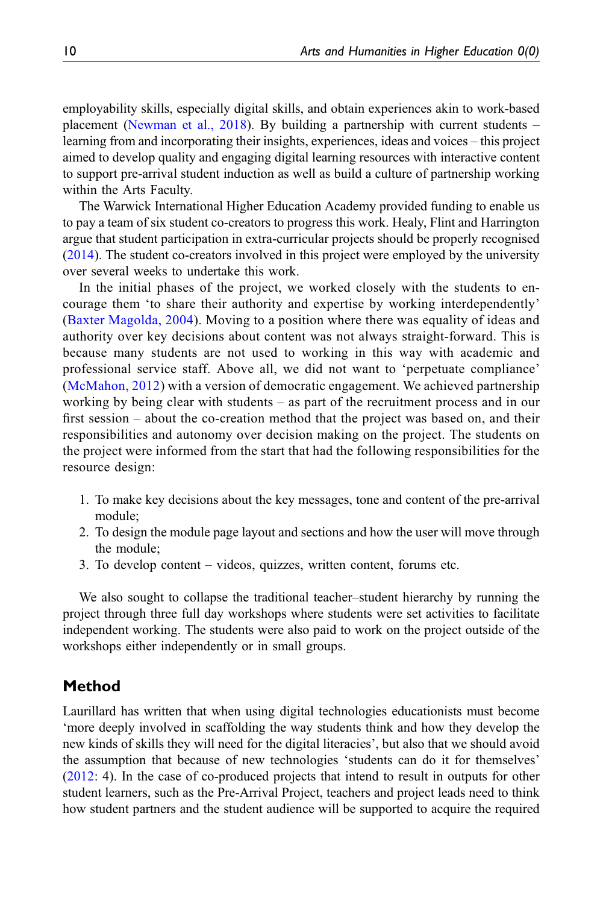employability skills, especially digital skills, and obtain experiences akin to work-based placement (Newman et al., 2018). By building a partnership with current students – learning from and incorporating their insights, experiences, ideas and voices – this project aimed to develop quality and engaging digital learning resources with interactive content to support pre-arrival student induction as well as build a culture of partnership working within the Arts Faculty.

The Warwick International Higher Education Academy provided funding to enable us to pay a team of six student co-creators to progress this work. Healy, Flint and Harrington argue that student participation in extra-curricular projects should be properly recognised (2014). The student co-creators involved in this project were employed by the university over several weeks to undertake this work.

In the initial phases of the project, we worked closely with the students to encourage them 'to share their authority and expertise by working interdependently' (Baxter Magolda, 2004). Moving to a position where there was equality of ideas and authority over key decisions about content was not always straight-forward. This is because many students are not used to working in this way with academic and professional service staff. Above all, we did not want to 'perpetuate compliance' (McMahon, 2012) with a version of democratic engagement. We achieved partnership working by being clear with students – as part of the recruitment process and in our first session – about the co-creation method that the project was based on, and their responsibilities and autonomy over decision making on the project. The students on the project were informed from the start that had the following responsibilities for the resource design:

1. To make key decisions about the key messages, tone and content of the pre-arrival module;
2. To design the module page layout and sections and how the user will move through the module;
3. To develop content – videos, quizzes, written content, forums etc.

We also sought to collapse the traditional teacher–student hierarchy by running the project through three full day workshops where students were set activities to facilitate independent working. The students were also paid to work on the project outside of the workshops either independently or in small groups.

## Method

Laurillard has written that when using digital technologies educationists must become 'more deeply involved in scaffolding the way students think and how they develop the new kinds of skills they will need for the digital literacies', but also that we should avoid the assumption that because of new technologies 'students can do it for themselves' (2012: 4). In the case of co-produced projects that intend to result in outputs for other student learners, such as the Pre-Arrival Project, teachers and project leads need to think how student partners and the student audience will be supported to acquire the required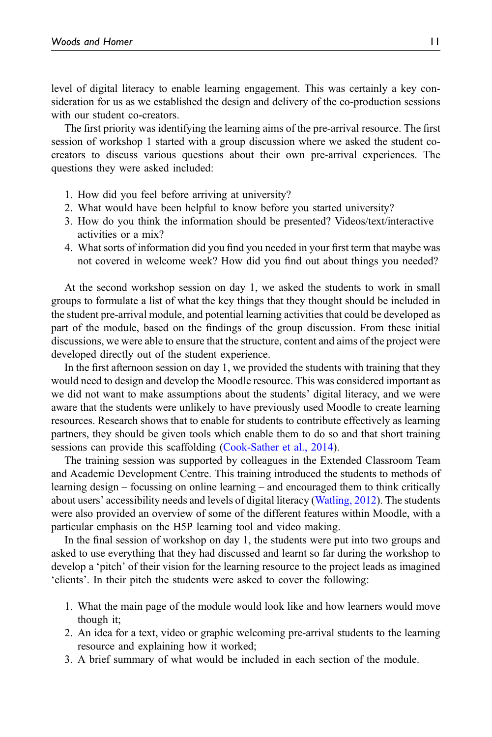level of digital literacy to enable learning engagement. This was certainly a key consideration for us as we established the design and delivery of the co-production sessions with our student co-creators.

The first priority was identifying the learning aims of the pre-arrival resource. The first session of workshop 1 started with a group discussion where we asked the student co-creators to discuss various questions about their own pre-arrival experiences. The questions they were asked included:

1. How did you feel before arriving at university?
2. What would have been helpful to know before you started university?
3. How do you think the information should be presented? Videos/text/interactive activities or a mix?
4. What sorts of information did you find you needed in your first term that maybe was not covered in welcome week? How did you find out about things you needed?

At the second workshop session on day 1, we asked the students to work in small groups to formulate a list of what the key things that they thought should be included in the student pre-arrival module, and potential learning activities that could be developed as part of the module, based on the findings of the group discussion. From these initial discussions, we were able to ensure that the structure, content and aims of the project were developed directly out of the student experience.

In the first afternoon session on day 1, we provided the students with training that they would need to design and develop the Moodle resource. This was considered important as we did not want to make assumptions about the students' digital literacy, and we were aware that the students were unlikely to have previously used Moodle to create learning resources. Research shows that to enable for students to contribute effectively as learning partners, they should be given tools which enable them to do so and that short training sessions can provide this scaffolding (Cook-Sather et al., 2014).

The training session was supported by colleagues in the Extended Classroom Team and Academic Development Centre. This training introduced the students to methods of learning design – focussing on online learning – and encouraged them to think critically about users' accessibility needs and levels of digital literacy (Watling, 2012). The students were also provided an overview of some of the different features within Moodle, with a particular emphasis on the H5P learning tool and video making.

In the final session of workshop on day 1, the students were put into two groups and asked to use everything that they had discussed and learnt so far during the workshop to develop a 'pitch' of their vision for the learning resource to the project leads as imagined 'clients'. In their pitch the students were asked to cover the following:

1. What the main page of the module would look like and how learners would move though it;
2. An idea for a text, video or graphic welcoming pre-arrival students to the learning resource and explaining how it worked;
3. A brief summary of what would be included in each section of the module.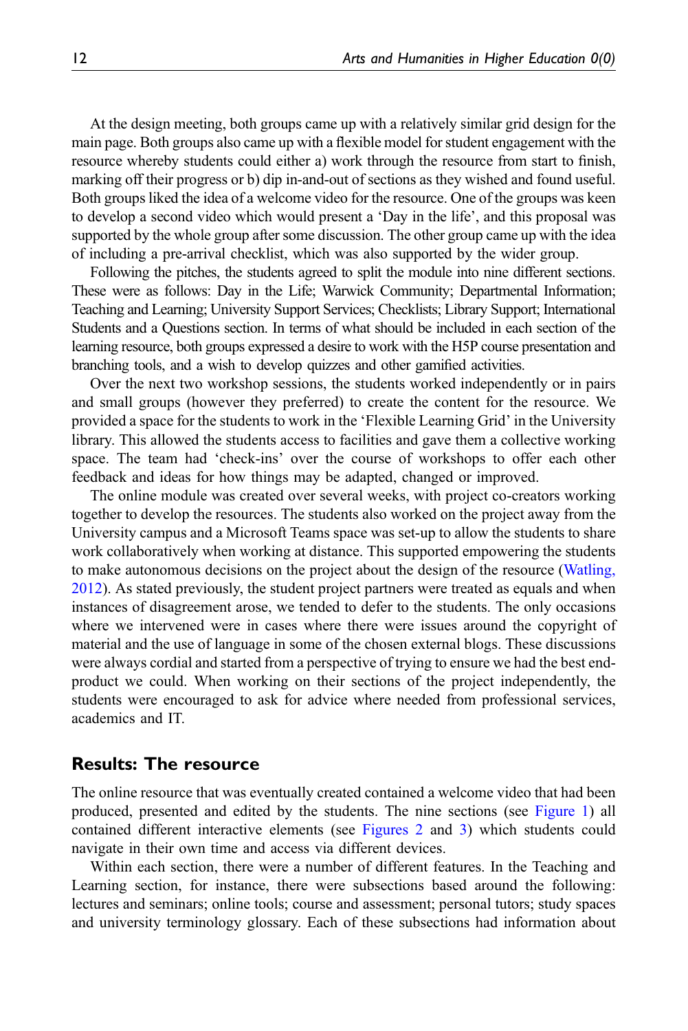At the design meeting, both groups came up with a relatively similar grid design for the main page. Both groups also came up with a flexible model for student engagement with the resource whereby students could either a) work through the resource from start to finish, marking off their progress or b) dip in-and-out of sections as they wished and found useful. Both groups liked the idea of a welcome video for the resource. One of the groups was keen to develop a second video which would present a 'Day in the life', and this proposal was supported by the whole group after some discussion. The other group came up with the idea of including a pre-arrival checklist, which was also supported by the wider group.

Following the pitches, the students agreed to split the module into nine different sections. These were as follows: Day in the Life; Warwick Community; Departmental Information; Teaching and Learning; University Support Services; Checklists; Library Support; International Students and a Questions section. In terms of what should be included in each section of the learning resource, both groups expressed a desire to work with the H5P course presentation and branching tools, and a wish to develop quizzes and other gamified activities.

Over the next two workshop sessions, the students worked independently or in pairs and small groups (however they preferred) to create the content for the resource. We provided a space for the students to work in the 'Flexible Learning Grid' in the University library. This allowed the students access to facilities and gave them a collective working space. The team had 'check-ins' over the course of workshops to offer each other feedback and ideas for how things may be adapted, changed or improved.

The online module was created over several weeks, with project co-creators working together to develop the resources. The students also worked on the project away from the University campus and a Microsoft Teams space was set-up to allow the students to share work collaboratively when working at distance. This supported empowering the students to make autonomous decisions on the project about the design of the resource (Watling, 2012). As stated previously, the student project partners were treated as equals and when instances of disagreement arose, we tended to defer to the students. The only occasions where we intervened were in cases where there were issues around the copyright of material and the use of language in some of the chosen external blogs. These discussions were always cordial and started from a perspective of trying to ensure we had the best end-product we could. When working on their sections of the project independently, the students were encouraged to ask for advice where needed from professional services, academics and IT.

## Results: The resource

The online resource that was eventually created contained a welcome video that had been produced, presented and edited by the students. The nine sections (see Figure 1) all contained different interactive elements (see Figures 2 and 3) which students could navigate in their own time and access via different devices.

Within each section, there were a number of different features. In the Teaching and Learning section, for instance, there were subsections based around the following: lectures and seminars; online tools; course and assessment; personal tutors; study spaces and university terminology glossary. Each of these subsections had information about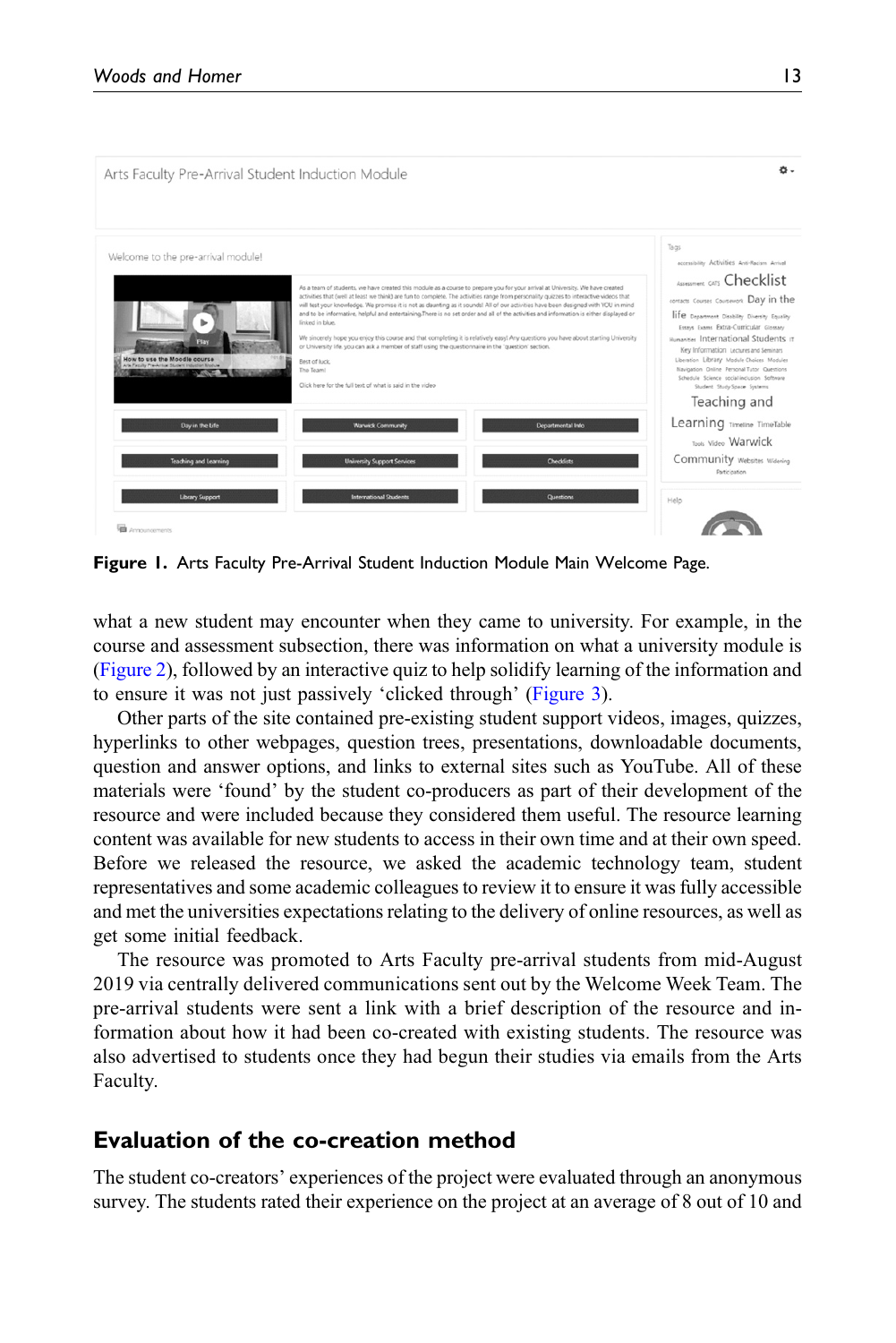**Figure 1.** Arts Faculty Pre-Arrival Student Induction Module Main Welcome Page.

what a new student may encounter when they came to university. For example, in the course and assessment subsection, there was information on what a university module is (Figure 2), followed by an interactive quiz to help solidify learning of the information and to ensure it was not just passively 'clicked through' (Figure 3).

Other parts of the site contained pre-existing student support videos, images, quizzes, hyperlinks to other webpages, question trees, presentations, downloadable documents, question and answer options, and links to external sites such as YouTube. All of these materials were 'found' by the student co-producers as part of their development of the resource and were included because they considered them useful. The resource learning content was available for new students to access in their own time and at their own speed. Before we released the resource, we asked the academic technology team, student representatives and some academic colleagues to review it to ensure it was fully accessible and met the universities expectations relating to the delivery of online resources, as well as get some initial feedback.

The resource was promoted to Arts Faculty pre-arrival students from mid-August 2019 via centrally delivered communications sent out by the Welcome Week Team. The pre-arrival students were sent a link with a brief description of the resource and information about how it had been co-created with existing students. The resource was also advertised to students once they had begun their studies via emails from the Arts Faculty.

## Evaluation of the co-creation method

The student co-creators' experiences of the project were evaluated through an anonymous survey. The students rated their experience on the project at an average of 8 out of 10 and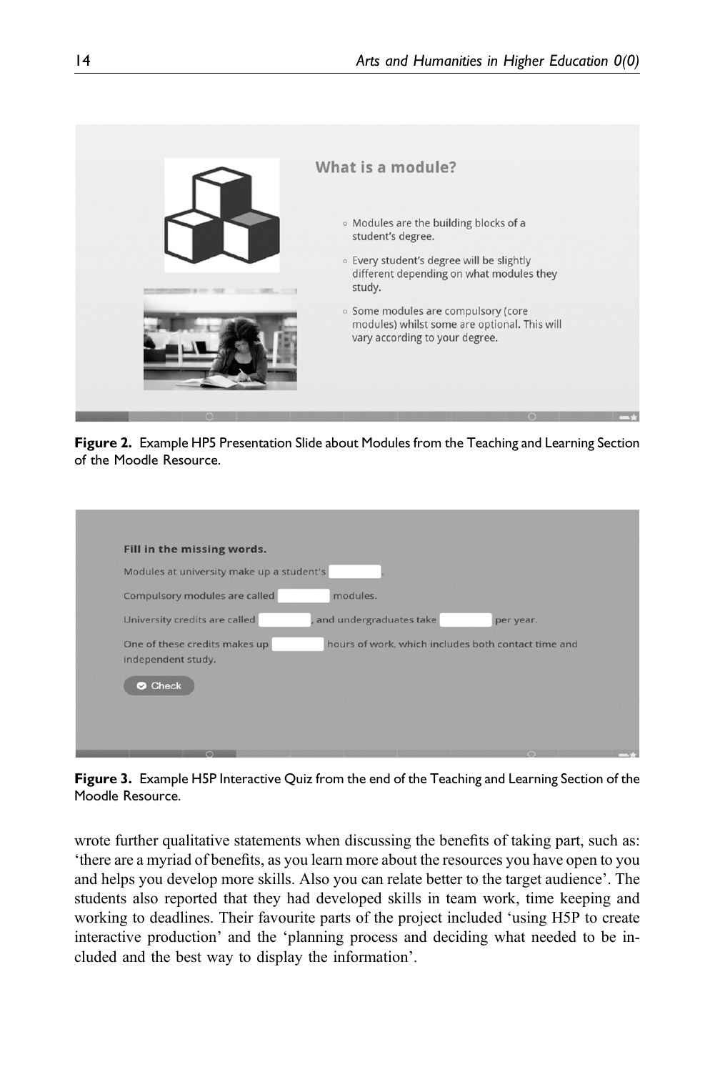**Figure 2.** Example HP5 Presentation Slide about Modules from the Teaching and Learning Section of the Moodle Resource.

**Figure 3.** Example H5P Interactive Quiz from the end of the Teaching and Learning Section of the Moodle Resource.

wrote further qualitative statements when discussing the benefits of taking part, such as: 'there are a myriad of benefits, as you learn more about the resources you have open to you and helps you develop more skills. Also you can relate better to the target audience'. The students also reported that they had developed skills in team work, time keeping and working to deadlines. Their favourite parts of the project included 'using H5P to create interactive production' and the 'planning process and deciding what needed to be included and the best way to display the information'.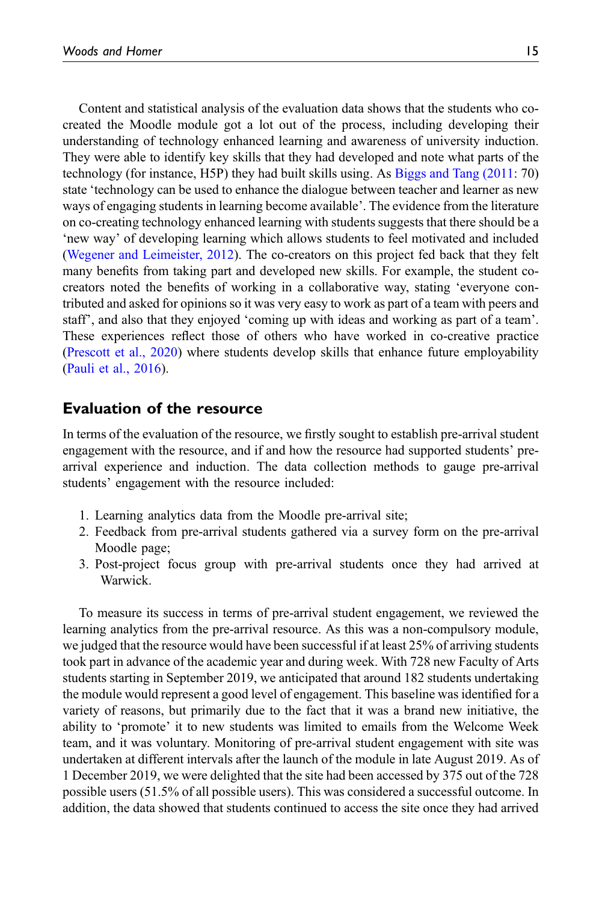Content and statistical analysis of the evaluation data shows that the students who co-created the Moodle module got a lot out of the process, including developing their understanding of technology enhanced learning and awareness of university induction. They were able to identify key skills that they had developed and note what parts of the technology (for instance, H5P) they had built skills using. As Biggs and Tang (2011: 70) state 'technology can be used to enhance the dialogue between teacher and learner as new ways of engaging students in learning become available'. The evidence from the literature on co-creating technology enhanced learning with students suggests that there should be a 'new way' of developing learning which allows students to feel motivated and included (Wegener and Leimeister, 2012). The co-creators on this project fed back that they felt many benefits from taking part and developed new skills. For example, the student co-creators noted the benefits of working in a collaborative way, stating 'everyone contributed and asked for opinions so it was very easy to work as part of a team with peers and staff', and also that they enjoyed 'coming up with ideas and working as part of a team'. These experiences reflect those of others who have worked in co-creative practice (Prescott et al., 2020) where students develop skills that enhance future employability (Pauli et al., 2016).

## Evaluation of the resource

In terms of the evaluation of the resource, we firstly sought to establish pre-arrival student engagement with the resource, and if and how the resource had supported students' pre-arrival experience and induction. The data collection methods to gauge pre-arrival students' engagement with the resource included:

1. Learning analytics data from the Moodle pre-arrival site;
2. Feedback from pre-arrival students gathered via a survey form on the pre-arrival Moodle page;
3. Post-project focus group with pre-arrival students once they had arrived at Warwick.

To measure its success in terms of pre-arrival student engagement, we reviewed the learning analytics from the pre-arrival resource. As this was a non-compulsory module, we judged that the resource would have been successful if at least 25% of arriving students took part in advance of the academic year and during week. With 728 new Faculty of Arts students starting in September 2019, we anticipated that around 182 students undertaking the module would represent a good level of engagement. This baseline was identified for a variety of reasons, but primarily due to the fact that it was a brand new initiative, the ability to 'promote' it to new students was limited to emails from the Welcome Week team, and it was voluntary. Monitoring of pre-arrival student engagement with site was undertaken at different intervals after the launch of the module in late August 2019. As of 1 December 2019, we were delighted that the site had been accessed by 375 out of the 728 possible users (51.5% of all possible users). This was considered a successful outcome. In addition, the data showed that students continued to access the site once they had arrived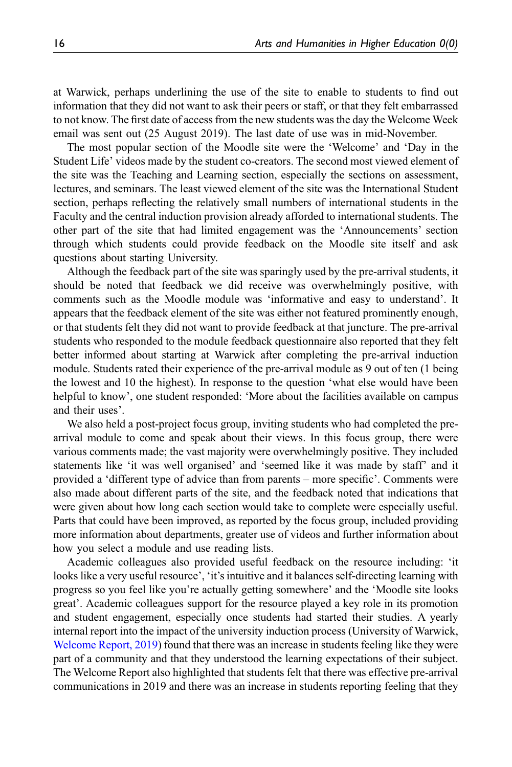at Warwick, perhaps underlining the use of the site to enable to students to find out information that they did not want to ask their peers or staff, or that they felt embarrassed to not know. The first date of access from the new students was the day the Welcome Week email was sent out (25 August 2019). The last date of use was in mid-November.

The most popular section of the Moodle site were the 'Welcome' and 'Day in the Student Life' videos made by the student co-creators. The second most viewed element of the site was the Teaching and Learning section, especially the sections on assessment, lectures, and seminars. The least viewed element of the site was the International Student section, perhaps reflecting the relatively small numbers of international students in the Faculty and the central induction provision already afforded to international students. The other part of the site that had limited engagement was the 'Announcements' section through which students could provide feedback on the Moodle site itself and ask questions about starting University.

Although the feedback part of the site was sparingly used by the pre-arrival students, it should be noted that feedback we did receive was overwhelmingly positive, with comments such as the Moodle module was 'informative and easy to understand'. It appears that the feedback element of the site was either not featured prominently enough, or that students felt they did not want to provide feedback at that juncture. The pre-arrival students who responded to the module feedback questionnaire also reported that they felt better informed about starting at Warwick after completing the pre-arrival induction module. Students rated their experience of the pre-arrival module as 9 out of ten (1 being the lowest and 10 the highest). In response to the question 'what else would have been helpful to know', one student responded: 'More about the facilities available on campus and their uses'.

We also held a post-project focus group, inviting students who had completed the pre-arrival module to come and speak about their views. In this focus group, there were various comments made; the vast majority were overwhelmingly positive. They included statements like 'it was well organised' and 'seemed like it was made by staff' and it provided a 'different type of advice than from parents – more specific'. Comments were also made about different parts of the site, and the feedback noted that indications that were given about how long each section would take to complete were especially useful. Parts that could have been improved, as reported by the focus group, included providing more information about departments, greater use of videos and further information about how you select a module and use reading lists.

Academic colleagues also provided useful feedback on the resource including: 'it looks like a very useful resource', 'it's intuitive and it balances self-directing learning with progress so you feel like you're actually getting somewhere' and the 'Moodle site looks great'. Academic colleagues support for the resource played a key role in its promotion and student engagement, especially once students had started their studies. A yearly internal report into the impact of the university induction process (University of Warwick, Welcome Report, 2019) found that there was an increase in students feeling like they were part of a community and that they understood the learning expectations of their subject. The Welcome Report also highlighted that students felt that there was effective pre-arrival communications in 2019 and there was an increase in students reporting feeling that they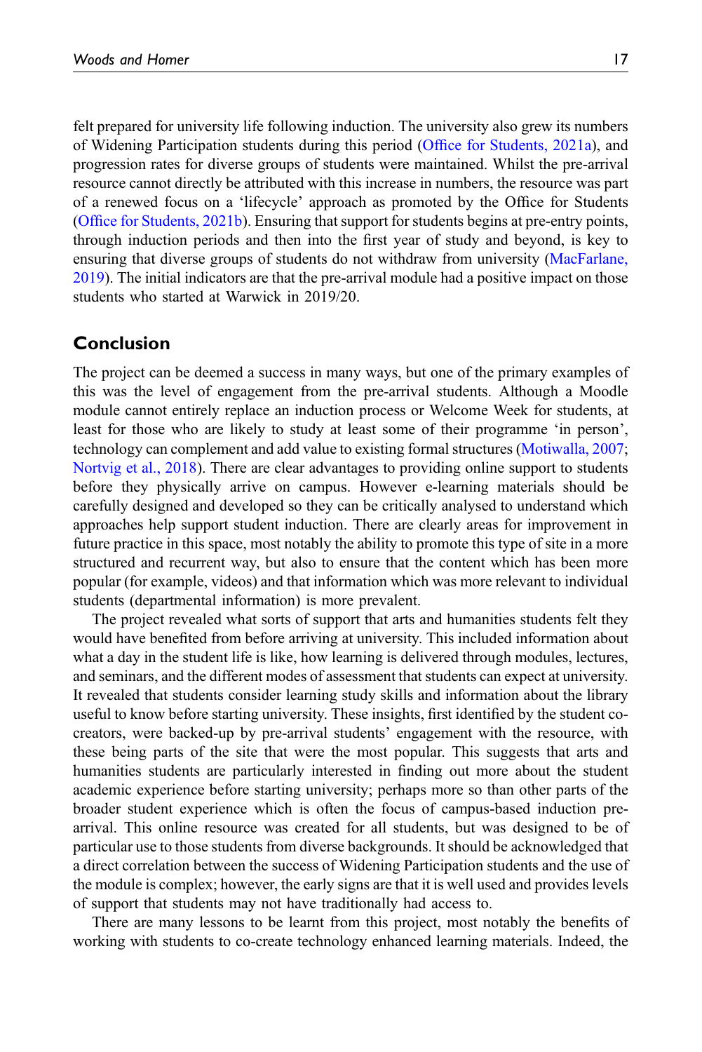felt prepared for university life following induction. The university also grew its numbers of Widening Participation students during this period (Office for Students, 2021a), and progression rates for diverse groups of students were maintained. Whilst the pre-arrival resource cannot directly be attributed with this increase in numbers, the resource was part of a renewed focus on a 'lifecycle' approach as promoted by the Office for Students (Office for Students, 2021b). Ensuring that support for students begins at pre-entry points, through induction periods and then into the first year of study and beyond, is key to ensuring that diverse groups of students do not withdraw from university (MacFarlane, 2019). The initial indicators are that the pre-arrival module had a positive impact on those students who started at Warwick in 2019/20.

## Conclusion

The project can be deemed a success in many ways, but one of the primary examples of this was the level of engagement from the pre-arrival students. Although a Moodle module cannot entirely replace an induction process or Welcome Week for students, at least for those who are likely to study at least some of their programme 'in person', technology can complement and add value to existing formal structures (Motiwalla, 2007; Nortvig et al., 2018). There are clear advantages to providing online support to students before they physically arrive on campus. However e-learning materials should be carefully designed and developed so they can be critically analysed to understand which approaches help support student induction. There are clearly areas for improvement in future practice in this space, most notably the ability to promote this type of site in a more structured and recurrent way, but also to ensure that the content which has been more popular (for example, videos) and that information which was more relevant to individual students (departmental information) is more prevalent.

The project revealed what sorts of support that arts and humanities students felt they would have benefited from before arriving at university. This included information about what a day in the student life is like, how learning is delivered through modules, lectures, and seminars, and the different modes of assessment that students can expect at university. It revealed that students consider learning study skills and information about the library useful to know before starting university. These insights, first identified by the student co-creators, were backed-up by pre-arrival students' engagement with the resource, with these being parts of the site that were the most popular. This suggests that arts and humanities students are particularly interested in finding out more about the student academic experience before starting university; perhaps more so than other parts of the broader student experience which is often the focus of campus-based induction pre-arrival. This online resource was created for all students, but was designed to be of particular use to those students from diverse backgrounds. It should be acknowledged that a direct correlation between the success of Widening Participation students and the use of the module is complex; however, the early signs are that it is well used and provides levels of support that students may not have traditionally had access to.

There are many lessons to be learnt from this project, most notably the benefits of working with students to co-create technology enhanced learning materials. Indeed, the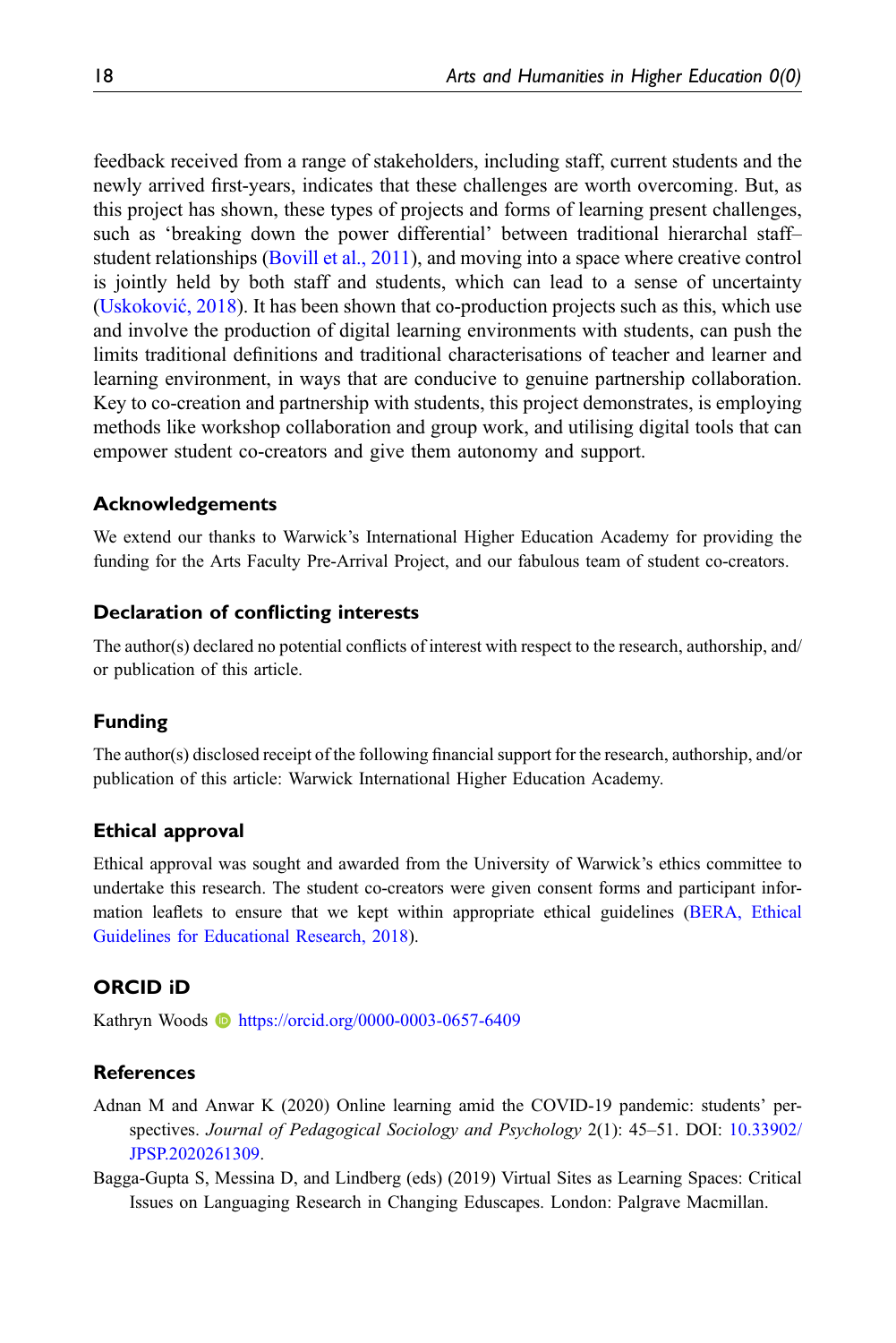feedback received from a range of stakeholders, including staff, current students and the newly arrived first-years, indicates that these challenges are worth overcoming. But, as this project has shown, these types of projects and forms of learning present challenges, such as 'breaking down the power differential' between traditional hierarchal staff–student relationships (Bovill et al., 2011), and moving into a space where creative control is jointly held by both staff and students, which can lead to a sense of uncertainty (Uskoković, 2018). It has been shown that co-production projects such as this, which use and involve the production of digital learning environments with students, can push the limits traditional definitions and traditional characterisations of teacher and learner and learning environment, in ways that are conducive to genuine partnership collaboration. Key to co-creation and partnership with students, this project demonstrates, is employing methods like workshop collaboration and group work, and utilising digital tools that can empower student co-creators and give them autonomy and support.

## Acknowledgements

We extend our thanks to Warwick's International Higher Education Academy for providing the funding for the Arts Faculty Pre-Arrival Project, and our fabulous team of student co-creators.

## Declaration of conflicting interests

The author(s) declared no potential conflicts of interest with respect to the research, authorship, and/or publication of this article.

## Funding

The author(s) disclosed receipt of the following financial support for the research, authorship, and/or publication of this article: Warwick International Higher Education Academy.

## Ethical approval

Ethical approval was sought and awarded from the University of Warwick's ethics committee to undertake this research. The student co-creators were given consent forms and participant information leaflets to ensure that we kept within appropriate ethical guidelines (BERA, Ethical Guidelines for Educational Research, 2018).

## ORCID iD

Kathryn Woods https://orcid.org/0000-0003-0657-6409

## References

Adnan M and Anwar K (2020) Online learning amid the COVID-19 pandemic: students' perspectives. *Journal of Pedagogical Sociology and Psychology* 2(1): 45–51. DOI: 10.33902/JPSP.2020261309.

Bagga-Gupta S, Messina D, and Lindberg (eds) (2019) Virtual Sites as Learning Spaces: Critical Issues on Languaging Research in Changing Eduscapes. London: Palgrave Macmillan.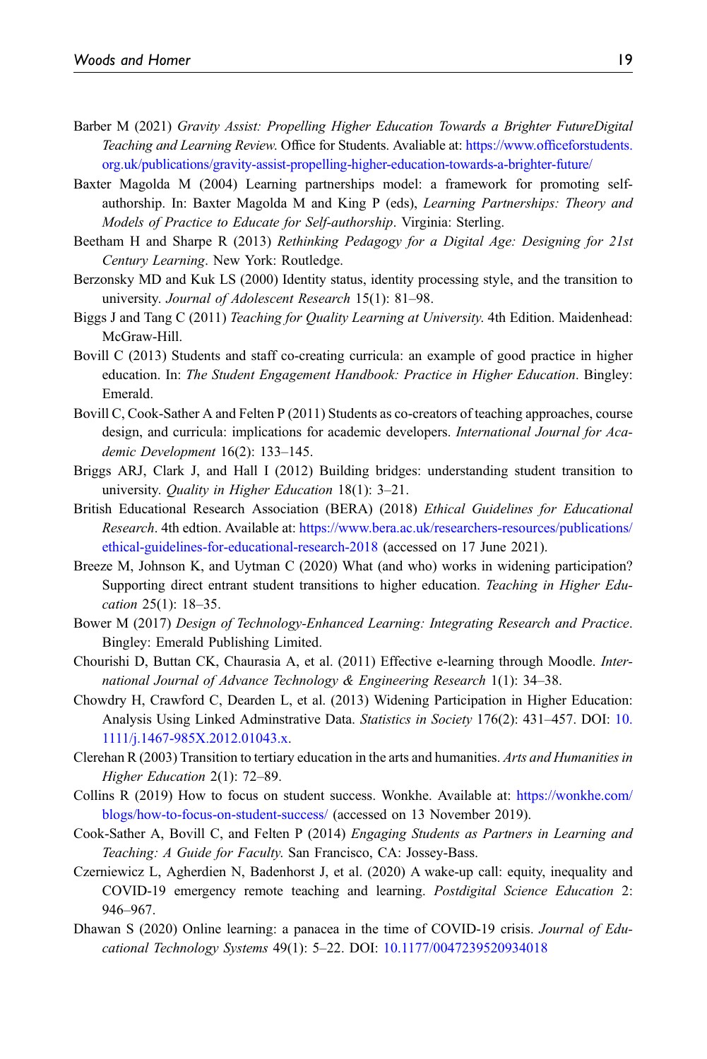Barber M (2021) *Gravity Assist: Propelling Higher Education Towards a Brighter FutureDigital Teaching and Learning Review*. Office for Students. Avaliable at: https://www.officeforstudents.org.uk/publications/gravity-assist-propelling-higher-education-towards-a-brighter-future/

Baxter Magolda M (2004) Learning partnerships model: a framework for promoting self-authorship. In: Baxter Magolda M and King P (eds), *Learning Partnerships: Theory and Models of Practice to Educate for Self-authorship*. Virginia: Sterling.

Beetham H and Sharpe R (2013) *Rethinking Pedagogy for a Digital Age: Designing for 21st Century Learning*. New York: Routledge.

Berzonsky MD and Kuk LS (2000) Identity status, identity processing style, and the transition to university. *Journal of Adolescent Research* 15(1): 81–98.

Biggs J and Tang C (2011) *Teaching for Quality Learning at University*. 4th Edition. Maidenhead: McGraw-Hill.

Bovill C (2013) Students and staff co-creating curricula: an example of good practice in higher education. In: *The Student Engagement Handbook: Practice in Higher Education*. Bingley: Emerald.

Bovill C, Cook-Sather A and Felten P (2011) Students as co-creators of teaching approaches, course design, and curricula: implications for academic developers. *International Journal for Academic Development* 16(2): 133–145.

Briggs ARJ, Clark J, and Hall I (2012) Building bridges: understanding student transition to university. *Quality in Higher Education* 18(1): 3–21.

British Educational Research Association (BERA) (2018) *Ethical Guidelines for Educational Research*. 4th edtion. Available at: https://www.bera.ac.uk/researchers-resources/publications/ethical-guidelines-for-educational-research-2018 (accessed on 17 June 2021).

Breeze M, Johnson K, and Uytman C (2020) What (and who) works in widening participation? Supporting direct entrant student transitions to higher education. *Teaching in Higher Education* 25(1): 18–35.

Bower M (2017) *Design of Technology-Enhanced Learning: Integrating Research and Practice*. Bingley: Emerald Publishing Limited.

Chourishi D, Buttan CK, Chaurasia A, et al. (2011) Effective e-learning through Moodle. *International Journal of Advance Technology & Engineering Research* 1(1): 34–38.

Chowdry H, Crawford C, Dearden L, et al. (2013) Widening Participation in Higher Education: Analysis Using Linked Adminstrative Data. *Statistics in Society* 176(2): 431–457. DOI: 10.1111/j.1467-985X.2012.01043.x.

Clerehan R (2003) Transition to tertiary education in the arts and humanities. *Arts and Humanities in Higher Education* 2(1): 72–89.

Collins R (2019) How to focus on student success. Wonkhe. Available at: https://wonkhe.com/blogs/how-to-focus-on-student-success/ (accessed on 13 November 2019).

Cook-Sather A, Bovill C, and Felten P (2014) *Engaging Students as Partners in Learning and Teaching: A Guide for Faculty*. San Francisco, CA: Jossey-Bass.

Czerniewicz L, Agherdien N, Badenhorst J, et al. (2020) A wake-up call: equity, inequality and COVID-19 emergency remote teaching and learning. *Postdigital Science Education* 2: 946–967.

Dhawan S (2020) Online learning: a panacea in the time of COVID-19 crisis. *Journal of Educational Technology Systems* 49(1): 5–22. DOI: 10.1177/0047239520934018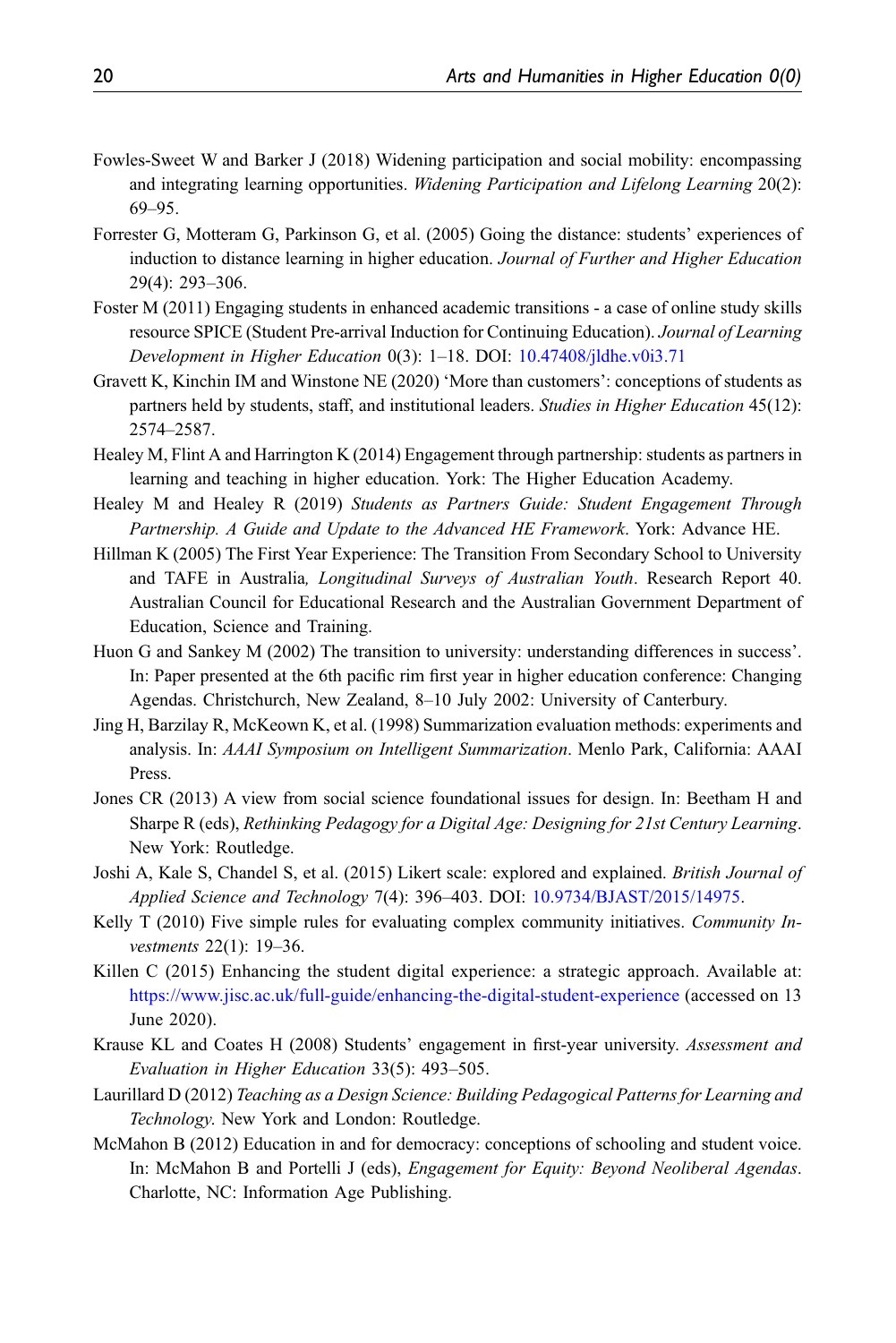Fowles-Sweet W and Barker J (2018) Widening participation and social mobility: encompassing and integrating learning opportunities. *Widening Participation and Lifelong Learning* 20(2): 69–95.

Forrester G, Motteram G, Parkinson G, et al. (2005) Going the distance: students' experiences of induction to distance learning in higher education. *Journal of Further and Higher Education* 29(4): 293–306.

Foster M (2011) Engaging students in enhanced academic transitions - a case of online study skills resource SPICE (Student Pre-arrival Induction for Continuing Education). *Journal of Learning Development in Higher Education* 0(3): 1–18. DOI: 10.47408/jldhe.v0i3.71

Gravett K, Kinchin IM and Winstone NE (2020) 'More than customers': conceptions of students as partners held by students, staff, and institutional leaders. *Studies in Higher Education* 45(12): 2574–2587.

Healey M, Flint A and Harrington K (2014) Engagement through partnership: students as partners in learning and teaching in higher education. York: The Higher Education Academy.

Healey M and Healey R (2019) *Students as Partners Guide: Student Engagement Through Partnership. A Guide and Update to the Advanced HE Framework*. York: Advance HE.

Hillman K (2005) The First Year Experience: The Transition From Secondary School to University and TAFE in Australia*, Longitudinal Surveys of Australian Youth*. Research Report 40. Australian Council for Educational Research and the Australian Government Department of Education, Science and Training.

Huon G and Sankey M (2002) The transition to university: understanding differences in success'. In: Paper presented at the 6th pacific rim first year in higher education conference: Changing Agendas. Christchurch, New Zealand, 8–10 July 2002: University of Canterbury.

Jing H, Barzilay R, McKeown K, et al. (1998) Summarization evaluation methods: experiments and analysis. In: *AAAI Symposium on Intelligent Summarization*. Menlo Park, California: AAAI Press.

Jones CR (2013) A view from social science foundational issues for design. In: Beetham H and Sharpe R (eds), *Rethinking Pedagogy for a Digital Age: Designing for 21st Century Learning*. New York: Routledge.

Joshi A, Kale S, Chandel S, et al. (2015) Likert scale: explored and explained. *British Journal of Applied Science and Technology* 7(4): 396–403. DOI: 10.9734/BJAST/2015/14975.

Kelly T (2010) Five simple rules for evaluating complex community initiatives. *Community Investments* 22(1): 19–36.

Killen C (2015) Enhancing the student digital experience: a strategic approach. Available at: https://www.jisc.ac.uk/full-guide/enhancing-the-digital-student-experience (accessed on 13 June 2020).

Krause KL and Coates H (2008) Students' engagement in first-year university. *Assessment and Evaluation in Higher Education* 33(5): 493–505.

Laurillard D (2012) *Teaching as a Design Science: Building Pedagogical Patterns for Learning and Technology*. New York and London: Routledge.

McMahon B (2012) Education in and for democracy: conceptions of schooling and student voice. In: McMahon B and Portelli J (eds), *Engagement for Equity: Beyond Neoliberal Agendas*. Charlotte, NC: Information Age Publishing.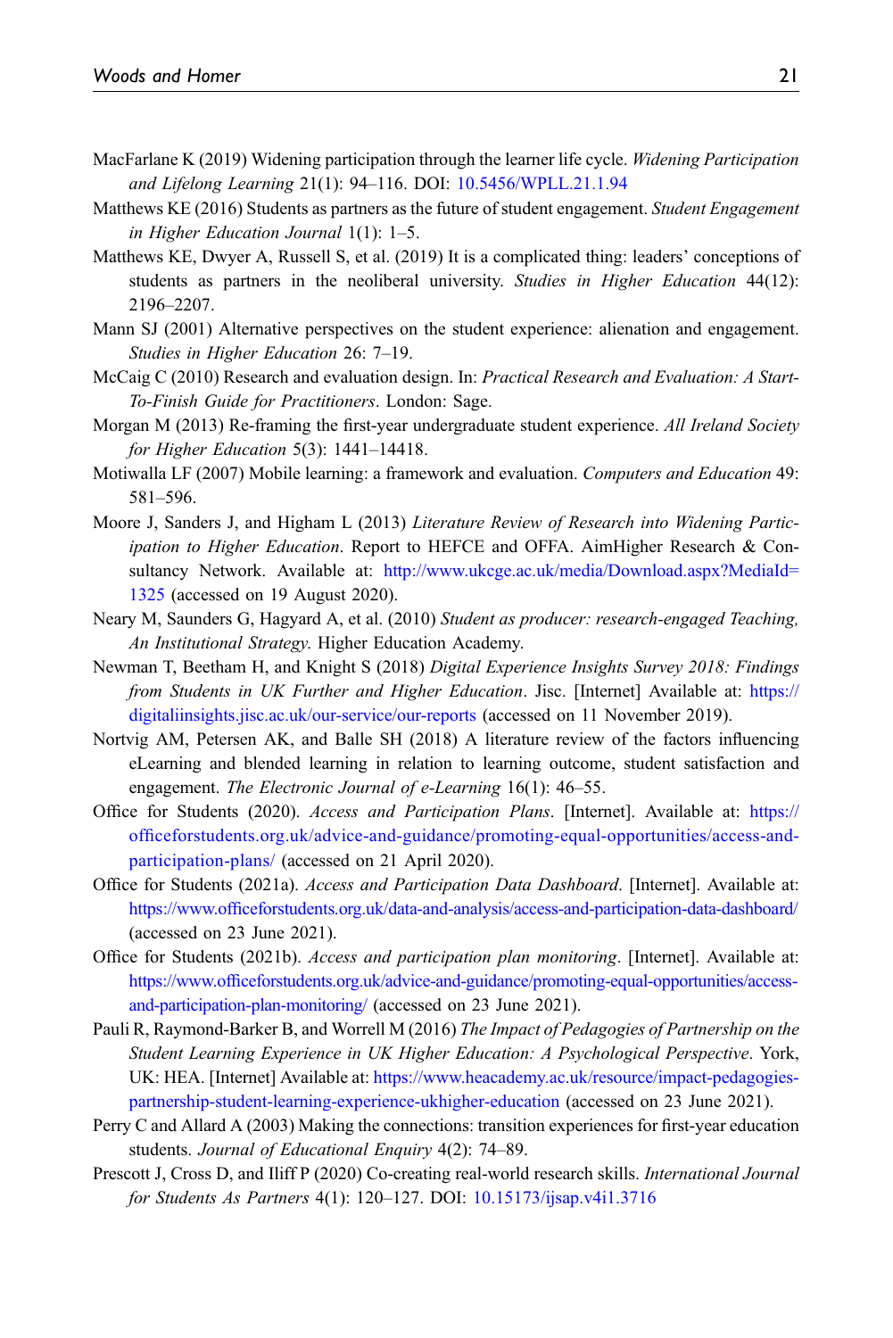MacFarlane K (2019) Widening participation through the learner life cycle. *Widening Participation and Lifelong Learning* 21(1): 94–116. DOI: 10.5456/WPLL.21.1.94

Matthews KE (2016) Students as partners as the future of student engagement. *Student Engagement in Higher Education Journal* 1(1): 1–5.

Matthews KE, Dwyer A, Russell S, et al. (2019) It is a complicated thing: leaders' conceptions of students as partners in the neoliberal university. *Studies in Higher Education* 44(12): 2196–2207.

Mann SJ (2001) Alternative perspectives on the student experience: alienation and engagement. *Studies in Higher Education* 26: 7–19.

McCaig C (2010) Research and evaluation design. In: *Practical Research and Evaluation: A Start-To-Finish Guide for Practitioners*. London: Sage.

Morgan M (2013) Re-framing the first-year undergraduate student experience. *All Ireland Society for Higher Education* 5(3): 1441–14418.

Motiwalla LF (2007) Mobile learning: a framework and evaluation. *Computers and Education* 49: 581–596.

Moore J, Sanders J, and Higham L (2013) *Literature Review of Research into Widening Participation to Higher Education*. Report to HEFCE and OFFA. AimHigher Research & Consultancy Network. Available at: http://www.ukcge.ac.uk/media/Download.aspx?MediaId=1325 (accessed on 19 August 2020).

Neary M, Saunders G, Hagyard A, et al. (2010) *Student as producer: research-engaged Teaching, An Institutional Strategy.* Higher Education Academy.

Newman T, Beetham H, and Knight S (2018) *Digital Experience Insights Survey 2018: Findings from Students in UK Further and Higher Education*. Jisc. [Internet] Available at: https://digitaliinsights.jisc.ac.uk/our-service/our-reports (accessed on 11 November 2019).

Nortvig AM, Petersen AK, and Balle SH (2018) A literature review of the factors influencing eLearning and blended learning in relation to learning outcome, student satisfaction and engagement. *The Electronic Journal of e-Learning* 16(1): 46–55.

Office for Students (2020). *Access and Participation Plans*. [Internet]. Available at: https://officeforstudents.org.uk/advice-and-guidance/promoting-equal-opportunities/access-and-participation-plans/ (accessed on 21 April 2020).

Office for Students (2021a). *Access and Participation Data Dashboard*. [Internet]. Available at: https://www.officeforstudents.org.uk/data-and-analysis/access-and-participation-data-dashboard/ (accessed on 23 June 2021).

Office for Students (2021b). *Access and participation plan monitoring*. [Internet]. Available at: https://www.officeforstudents.org.uk/advice-and-guidance/promoting-equal-opportunities/access-and-participation-plan-monitoring/ (accessed on 23 June 2021).

Pauli R, Raymond-Barker B, and Worrell M (2016) *The Impact of Pedagogies of Partnership on the Student Learning Experience in UK Higher Education: A Psychological Perspective*. York, UK: HEA. [Internet] Available at: https://www.heacademy.ac.uk/resource/impact-pedagogies-partnership-student-learning-experience-ukhigher-education (accessed on 23 June 2021).

Perry C and Allard A (2003) Making the connections: transition experiences for first-year education students. *Journal of Educational Enquiry* 4(2): 74–89.

Prescott J, Cross D, and Iliff P (2020) Co-creating real-world research skills. *International Journal for Students As Partners* 4(1): 120–127. DOI: 10.15173/ijsap.v4i1.3716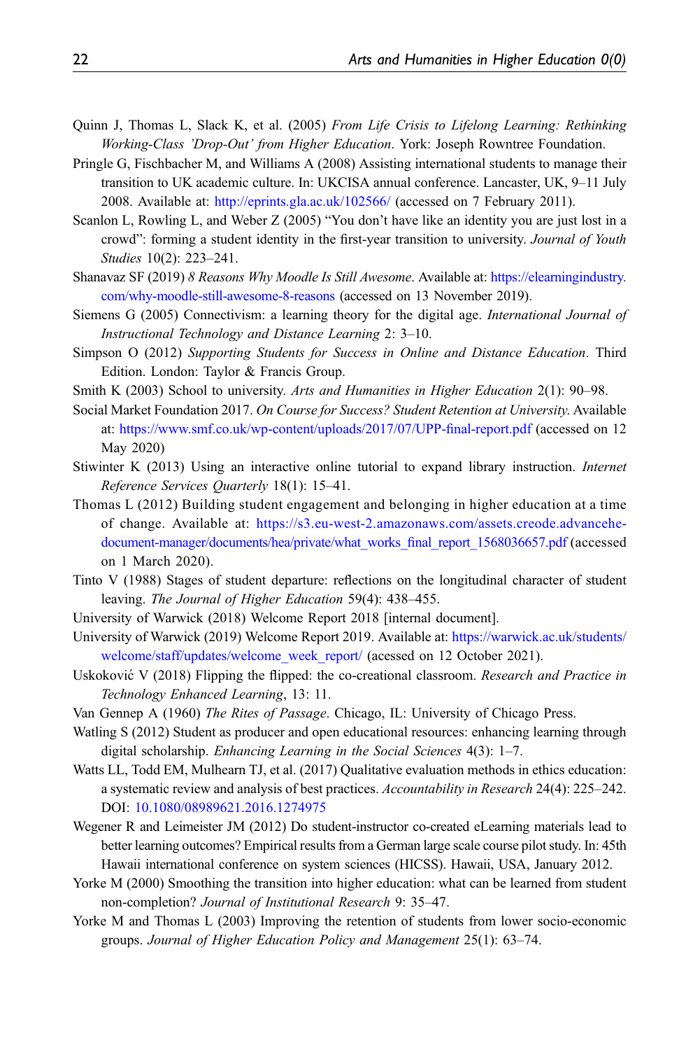Quinn J, Thomas L, Slack K, et al. (2005) *From Life Crisis to Lifelong Learning: Rethinking Working-Class 'Drop-Out' from Higher Education*. York: Joseph Rowntree Foundation.

Pringle G, Fischbacher M, and Williams A (2008) Assisting international students to manage their transition to UK academic culture. In: UKCISA annual conference. Lancaster, UK, 9–11 July 2008. Available at: http://eprints.gla.ac.uk/102566/ (accessed on 7 February 2011).

Scanlon L, Rowling L, and Weber Z (2005) "You don't have like an identity you are just lost in a crowd": forming a student identity in the first-year transition to university. *Journal of Youth Studies* 10(2): 223–241.

Shanavaz SF (2019) *8 Reasons Why Moodle Is Still Awesome*. Available at: https://elearningindustry.com/why-moodle-still-awesome-8-reasons (accessed on 13 November 2019).

Siemens G (2005) Connectivism: a learning theory for the digital age. *International Journal of Instructional Technology and Distance Learning* 2: 3–10.

Simpson O (2012) *Supporting Students for Success in Online and Distance Education*. Third Edition. London: Taylor & Francis Group.

Smith K (2003) School to university. *Arts and Humanities in Higher Education* 2(1): 90–98.

Social Market Foundation 2017. *On Course for Success? Student Retention at University*. Available at: https://www.smf.co.uk/wp-content/uploads/2017/07/UPP-final-report.pdf (accessed on 12 May 2020)

Stiwinter K (2013) Using an interactive online tutorial to expand library instruction. *Internet Reference Services Quarterly* 18(1): 15–41.

Thomas L (2012) Building student engagement and belonging in higher education at a time of change. Available at: https://s3.eu-west-2.amazonaws.com/assets.creode.advancehe-document-manager/documents/hea/private/what_works_final_report_1568036657.pdf (accessed on 1 March 2020).

Tinto V (1988) Stages of student departure: reflections on the longitudinal character of student leaving. *The Journal of Higher Education* 59(4): 438–455.

University of Warwick (2018) Welcome Report 2018 [internal document].

University of Warwick (2019) Welcome Report 2019. Available at: https://warwick.ac.uk/students/welcome/staff/updates/welcome_week_report/ (acessed on 12 October 2021).

Uskoković V (2018) Flipping the flipped: the co-creational classroom. *Research and Practice in Technology Enhanced Learning*, 13: 11.

Van Gennep A (1960) *The Rites of Passage*. Chicago, IL: University of Chicago Press.

Watling S (2012) Student as producer and open educational resources: enhancing learning through digital scholarship. *Enhancing Learning in the Social Sciences* 4(3): 1–7.

Watts LL, Todd EM, Mulhearn TJ, et al. (2017) Qualitative evaluation methods in ethics education: a systematic review and analysis of best practices. *Accountability in Research* 24(4): 225–242. DOI: 10.1080/08989621.2016.1274975

Wegener R and Leimeister JM (2012) Do student-instructor co-created eLearning materials lead to better learning outcomes? Empirical results from a German large scale course pilot study. In: 45th Hawaii international conference on system sciences (HICSS). Hawaii, USA, January 2012.

Yorke M (2000) Smoothing the transition into higher education: what can be learned from student non-completion? *Journal of Institutional Research* 9: 35–47.

Yorke M and Thomas L (2003) Improving the retention of students from lower socio-economic groups. *Journal of Higher Education Policy and Management* 25(1): 63–74.